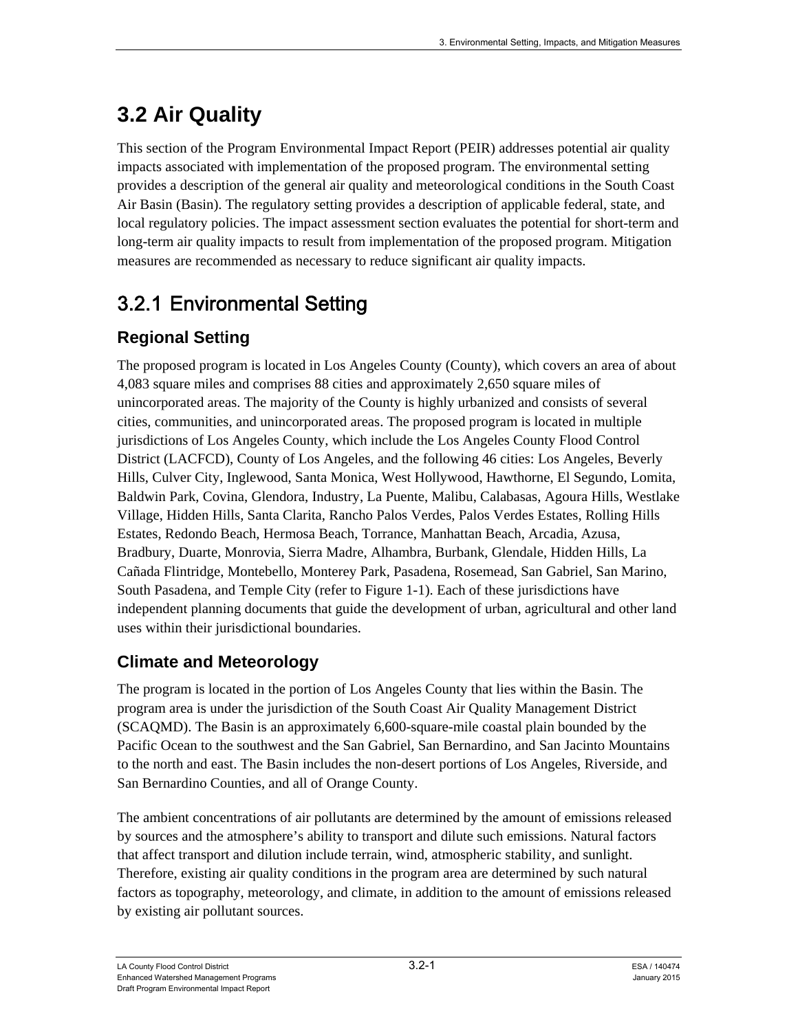# 3.2 Air Quality

This section of the Program Environmental Impact Report (PEIR) addresses potential air quality impacts associated with implementation of the proposed program. The environmental setting provides a description of the general air quality and meteorological conditions in the South Coast Air Basin (Basin). The regulatory setting provides a description of applicable federal, state, and local regulatory policies. The impact assessment section evaluates the potential for short-term and long-term air quality impacts to result from implementation of the proposed program. Mitigation measures are recommended as necessary to reduce significant air quality impacts.

## 3.2.1 Environmental Setting

### Regional Setting

The proposed program is located in Los Angeles County (County), which covers an area of about 4,083 square miles and comprises 88 cities and approximately 2,650 square miles of unincorporated areas. The majority of the County is highly urbanized and consists of several cities, communities, and unincorporated areas. The proposed program is located in multiple jurisdictions of Los Angeles County, which include the Los Angeles County Flood Control District (LACFCD), County of Los Angeles, and the following 46 cities: Los Angeles, Beverly Hills, Culver City, Inglewood, Santa Monica, West Hollywood, Hawthorne, El Segundo, Lomita, Baldwin Park, Covina, Glendora, Industry, La Puente, Malibu, Calabasas, Agoura Hills, Westlake Village, Hidden Hills, Santa Clarita, Rancho Palos Verdes, Palos Verdes Estates, Rolling Hills Estates, Redondo Beach, Hermosa Beach, Torrance, Manhattan Beach, Arcadia, Azusa, Bradbury, Duarte, Monrovia, Sierra Madre, Alhambra, Burbank, Glendale, Hidden Hills, La Cañada Flintridge, Montebello, Monterey Park, Pasadena, Rosemead, San Gabriel, San Marino, South Pasadena, and Temple City (refer to Figure 1-1). Each of these jurisdictions have independent planning documents that guide the development of urban, agricultural and other land uses within their jurisdictional boundaries.

### Climate and Meteorology

The program is located in the portion of Los Angeles County that lies within the Basin. The program area is under the jurisdiction of the South Coast Air Quality Management District (SCAQMD). The Basin is an approximately 6,600-square-mile coastal plain bounded by the Pacific Ocean to the southwest and the San Gabriel, San Bernardino, and San Jacinto Mountains to the north and east. The Basin includes the non-desert portions of Los Angeles, Riverside, and San Bernardino Counties, and all of Orange County.

The ambient concentrations of air pollutants are determined by the amount of emissions released by sources and the atmosphere's ability to transport and dilute such emissions. Natural factors that affect transport and dilution include terrain, wind, atmospheric stability, and sunlight. Therefore, existing air quality conditions in the program area are determined by such natural factors as topography, meteorology, and climate, in addition to the amount of emissions released by existing air pollutant sources.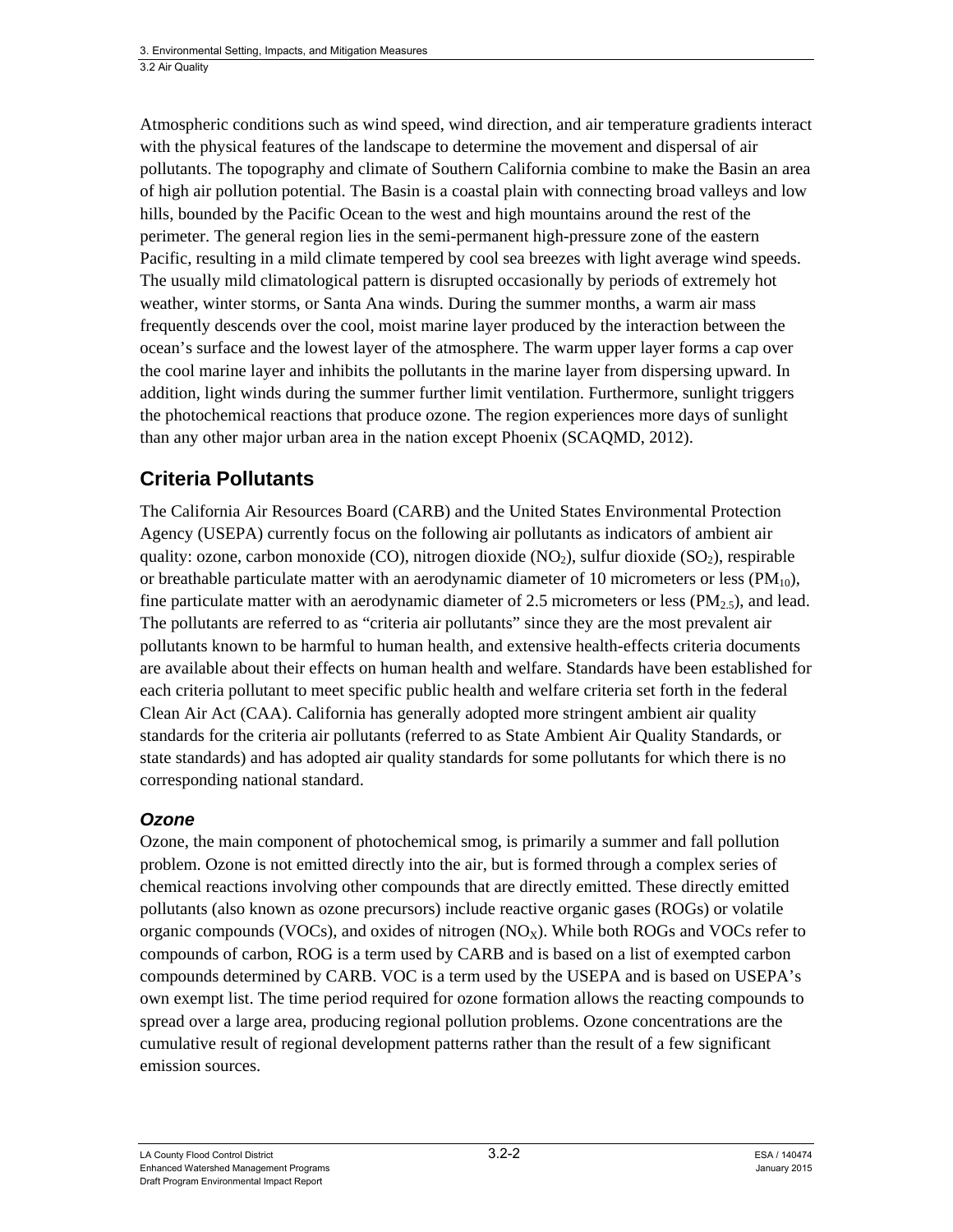Atmospheric conditions such as wind speed, wind direction, and air temperature gradients interact with the physical features of the landscape to determine the movement and dispersal of air pollutants. The topography and climate of Southern California combine to make the Basin an area of high air pollution potential. The Basin is a coastal plain with connecting broad valleys and low hills, bounded by the Pacific Ocean to the west and high mountains around the rest of the perimeter. The general region lies in the semi-permanent high-pressure zone of the eastern Pacific, resulting in a mild climate tempered by cool sea breezes with light average wind speeds. The usually mild climatological pattern is disrupted occasionally by periods of extremely hot weather, winter storms, or Santa Ana winds. During the summer months, a warm air mass frequently descends over the cool, moist marine layer produced by the interaction between the ocean's surface and the lowest layer of the atmosphere. The warm upper layer forms a cap over the cool marine layer and inhibits the pollutants in the marine layer from dispersing upward. In addition, light winds during the summer further limit ventilation. Furthermore, sunlight triggers the photochemical reactions that produce ozone. The region experiences more days of sunlight than any other major urban area in the nation except Phoenix (SCAQMD, 2012).

## Criteria Pollutants

The California Air Resources Board (CARB) and the United States Environmental Protection Agency (USEPA) currently focus on the following air pollutants as indicators of ambient air quality: ozone, carbon monoxide (CO), nitrogen dioxide ($NO_2$), sulfur dioxide ($SO_2$), respirable or breathable particulate matter with an aerodynamic diameter of 10 micrometers or less ($PM_{10}$), fine particulate matter with an aerodynamic diameter of 2.5 micrometers or less ($PM_{2.5}$), and lead. The pollutants are referred to as "criteria air pollutants" since they are the most prevalent air pollutants known to be harmful to human health, and extensive health-effects criteria documents are available about their effects on human health and welfare. Standards have been established for each criteria pollutant to meet specific public health and welfare criteria set forth in the federal Clean Air Act (CAA). California has generally adopted more stringent ambient air quality standards for the criteria air pollutants (referred to as State Ambient Air Quality Standards, or state standards) and has adopted air quality standards for some pollutants for which there is no corresponding national standard.

### *Ozone*

Ozone, the main component of photochemical smog, is primarily a summer and fall pollution problem. Ozone is not emitted directly into the air, but is formed through a complex series of chemical reactions involving other compounds that are directly emitted. These directly emitted pollutants (also known as ozone precursors) include reactive organic gases (ROGs) or volatile organic compounds (VOCs), and oxides of nitrogen ($NO_X$). While both ROGs and VOCs refer to compounds of carbon, ROG is a term used by CARB and is based on a list of exempted carbon compounds determined by CARB. VOC is a term used by the USEPA and is based on USEPA's own exempt list. The time period required for ozone formation allows the reacting compounds to spread over a large area, producing regional pollution problems. Ozone concentrations are the cumulative result of regional development patterns rather than the result of a few significant emission sources.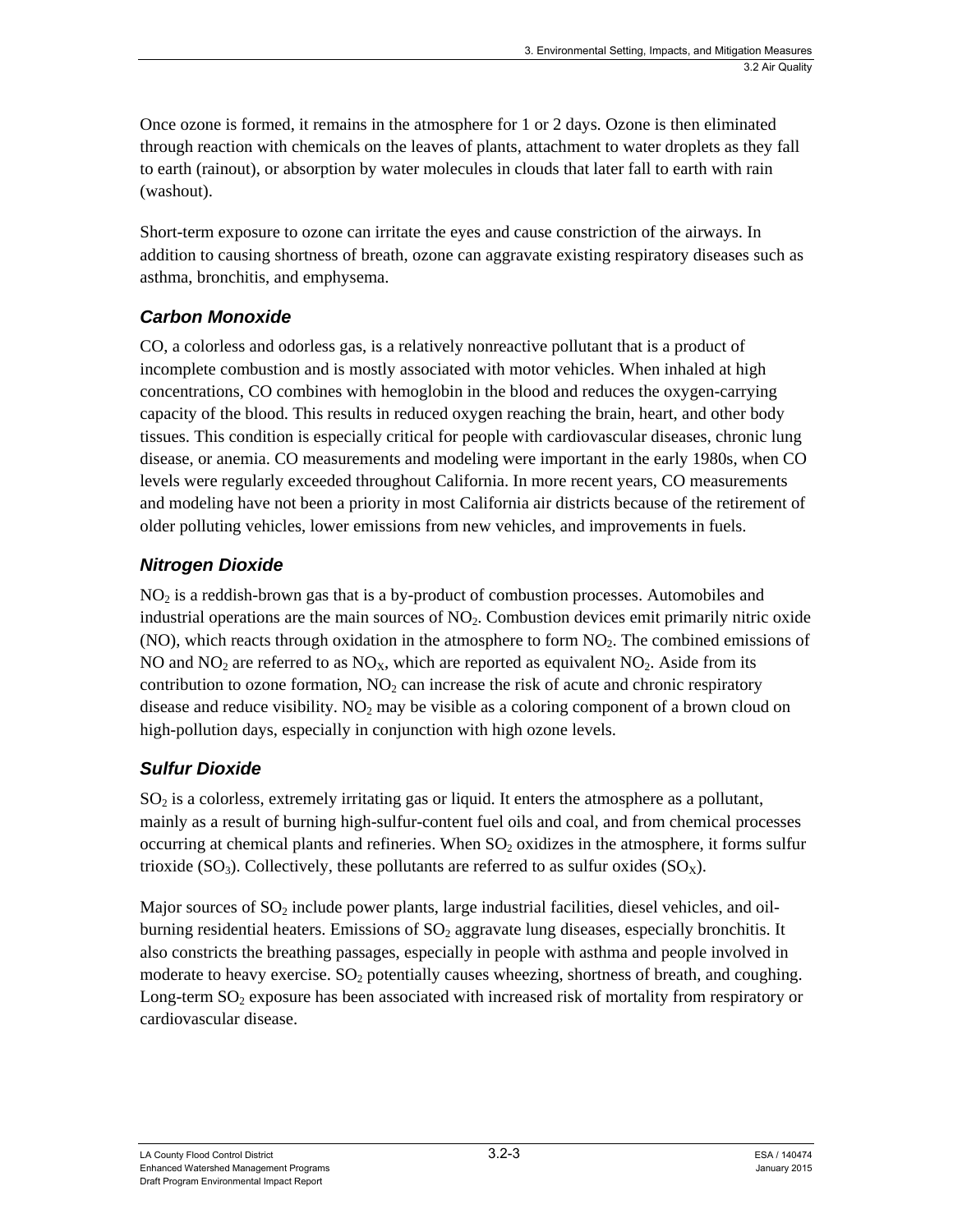Once ozone is formed, it remains in the atmosphere for 1 or 2 days. Ozone is then eliminated through reaction with chemicals on the leaves of plants, attachment to water droplets as they fall to earth (rainout), or absorption by water molecules in clouds that later fall to earth with rain (washout).

Short-term exposure to ozone can irritate the eyes and cause constriction of the airways. In addition to causing shortness of breath, ozone can aggravate existing respiratory diseases such as asthma, bronchitis, and emphysema.

### *Carbon Monoxide*

CO, a colorless and odorless gas, is a relatively nonreactive pollutant that is a product of incomplete combustion and is mostly associated with motor vehicles. When inhaled at high concentrations, CO combines with hemoglobin in the blood and reduces the oxygen-carrying capacity of the blood. This results in reduced oxygen reaching the brain, heart, and other body tissues. This condition is especially critical for people with cardiovascular diseases, chronic lung disease, or anemia. CO measurements and modeling were important in the early 1980s, when CO levels were regularly exceeded throughout California. In more recent years, CO measurements and modeling have not been a priority in most California air districts because of the retirement of older polluting vehicles, lower emissions from new vehicles, and improvements in fuels.

### *Nitrogen Dioxide*

$NO_2$ is a reddish-brown gas that is a by-product of combustion processes. Automobiles and industrial operations are the main sources of $NO_2$. Combustion devices emit primarily nitric oxide (NO), which reacts through oxidation in the atmosphere to form $NO_2$. The combined emissions of NO and $NO_2$ are referred to as $NO_X$, which are reported as equivalent $NO_2$. Aside from its contribution to ozone formation, $NO_2$ can increase the risk of acute and chronic respiratory disease and reduce visibility. $NO_2$ may be visible as a coloring component of a brown cloud on high-pollution days, especially in conjunction with high ozone levels.

### *Sulfur Dioxide*

$SO_2$ is a colorless, extremely irritating gas or liquid. It enters the atmosphere as a pollutant, mainly as a result of burning high-sulfur-content fuel oils and coal, and from chemical processes occurring at chemical plants and refineries. When $SO_2$ oxidizes in the atmosphere, it forms sulfur trioxide ($SO_3$). Collectively, these pollutants are referred to as sulfur oxides ($SO_X$).

Major sources of $SO_2$ include power plants, large industrial facilities, diesel vehicles, and oil-burning residential heaters. Emissions of $SO_2$ aggravate lung diseases, especially bronchitis. It also constricts the breathing passages, especially in people with asthma and people involved in moderate to heavy exercise. $SO_2$ potentially causes wheezing, shortness of breath, and coughing. Long-term $SO_2$ exposure has been associated with increased risk of mortality from respiratory or cardiovascular disease.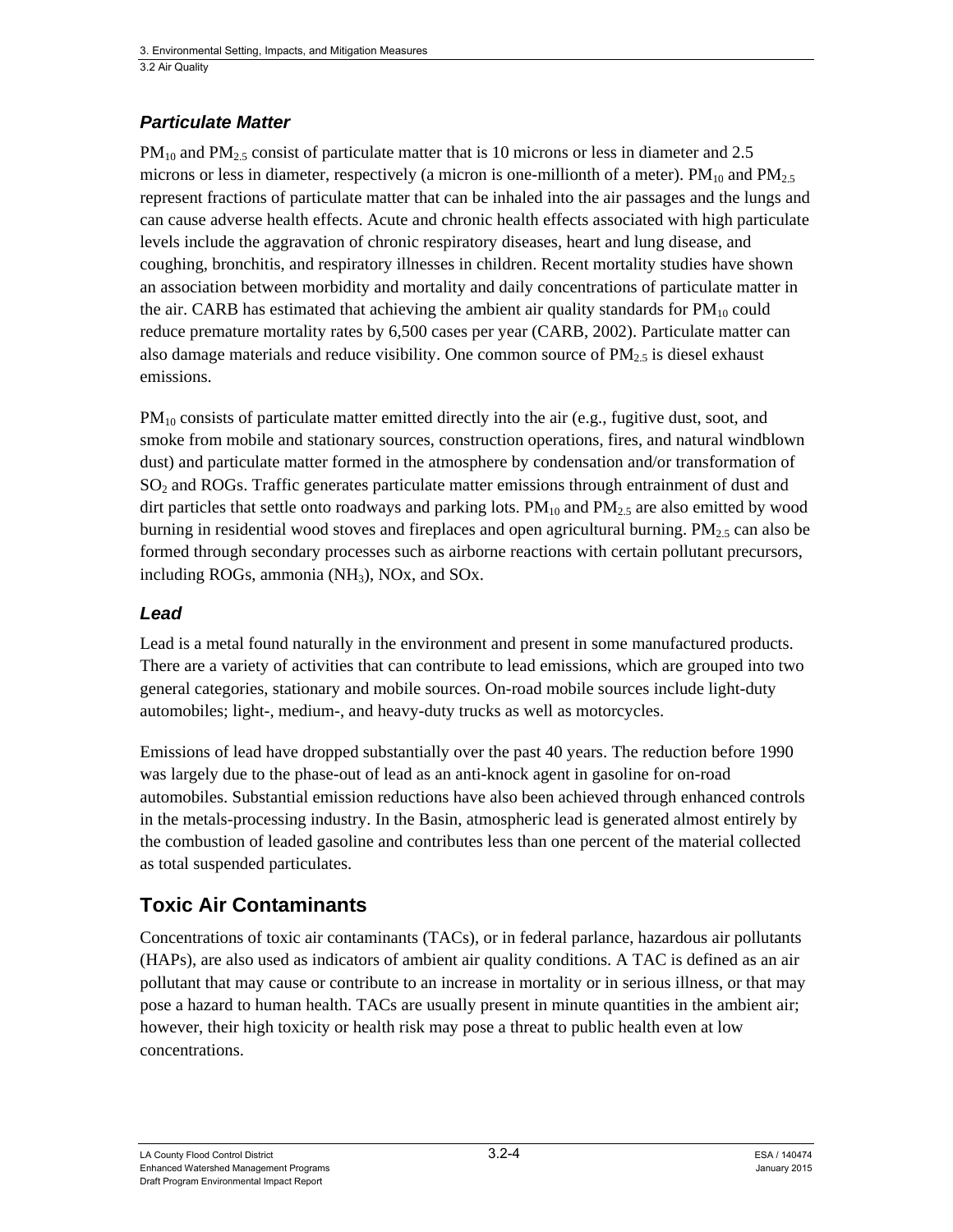### *Particulate Matter*

$PM_{10}$ and $PM_{2.5}$ consist of particulate matter that is 10 microns or less in diameter and 2.5 microns or less in diameter, respectively (a micron is one-millionth of a meter). $PM_{10}$ and $PM_{2.5}$ represent fractions of particulate matter that can be inhaled into the air passages and the lungs and can cause adverse health effects. Acute and chronic health effects associated with high particulate levels include the aggravation of chronic respiratory diseases, heart and lung disease, and coughing, bronchitis, and respiratory illnesses in children. Recent mortality studies have shown an association between morbidity and mortality and daily concentrations of particulate matter in the air. CARB has estimated that achieving the ambient air quality standards for $PM_{10}$ could reduce premature mortality rates by 6,500 cases per year (CARB, 2002). Particulate matter can also damage materials and reduce visibility. One common source of $PM_{2.5}$ is diesel exhaust emissions.

$PM_{10}$ consists of particulate matter emitted directly into the air (e.g., fugitive dust, soot, and smoke from mobile and stationary sources, construction operations, fires, and natural windblown dust) and particulate matter formed in the atmosphere by condensation and/or transformation of $SO_2$ and ROGs. Traffic generates particulate matter emissions through entrainment of dust and dirt particles that settle onto roadways and parking lots. $PM_{10}$ and $PM_{2.5}$ are also emitted by wood burning in residential wood stoves and fireplaces and open agricultural burning. $PM_{2.5}$ can also be formed through secondary processes such as airborne reactions with certain pollutant precursors, including ROGs, ammonia ($NH_3$), NOx, and SOx.

### *Lead*

Lead is a metal found naturally in the environment and present in some manufactured products. There are a variety of activities that can contribute to lead emissions, which are grouped into two general categories, stationary and mobile sources. On-road mobile sources include light-duty automobiles; light-, medium-, and heavy-duty trucks as well as motorcycles.

Emissions of lead have dropped substantially over the past 40 years. The reduction before 1990 was largely due to the phase-out of lead as an anti-knock agent in gasoline for on-road automobiles. Substantial emission reductions have also been achieved through enhanced controls in the metals-processing industry. In the Basin, atmospheric lead is generated almost entirely by the combustion of leaded gasoline and contributes less than one percent of the material collected as total suspended particulates.

## Toxic Air Contaminants

Concentrations of toxic air contaminants (TACs), or in federal parlance, hazardous air pollutants (HAPs), are also used as indicators of ambient air quality conditions. A TAC is defined as an air pollutant that may cause or contribute to an increase in mortality or in serious illness, or that may pose a hazard to human health. TACs are usually present in minute quantities in the ambient air; however, their high toxicity or health risk may pose a threat to public health even at low concentrations.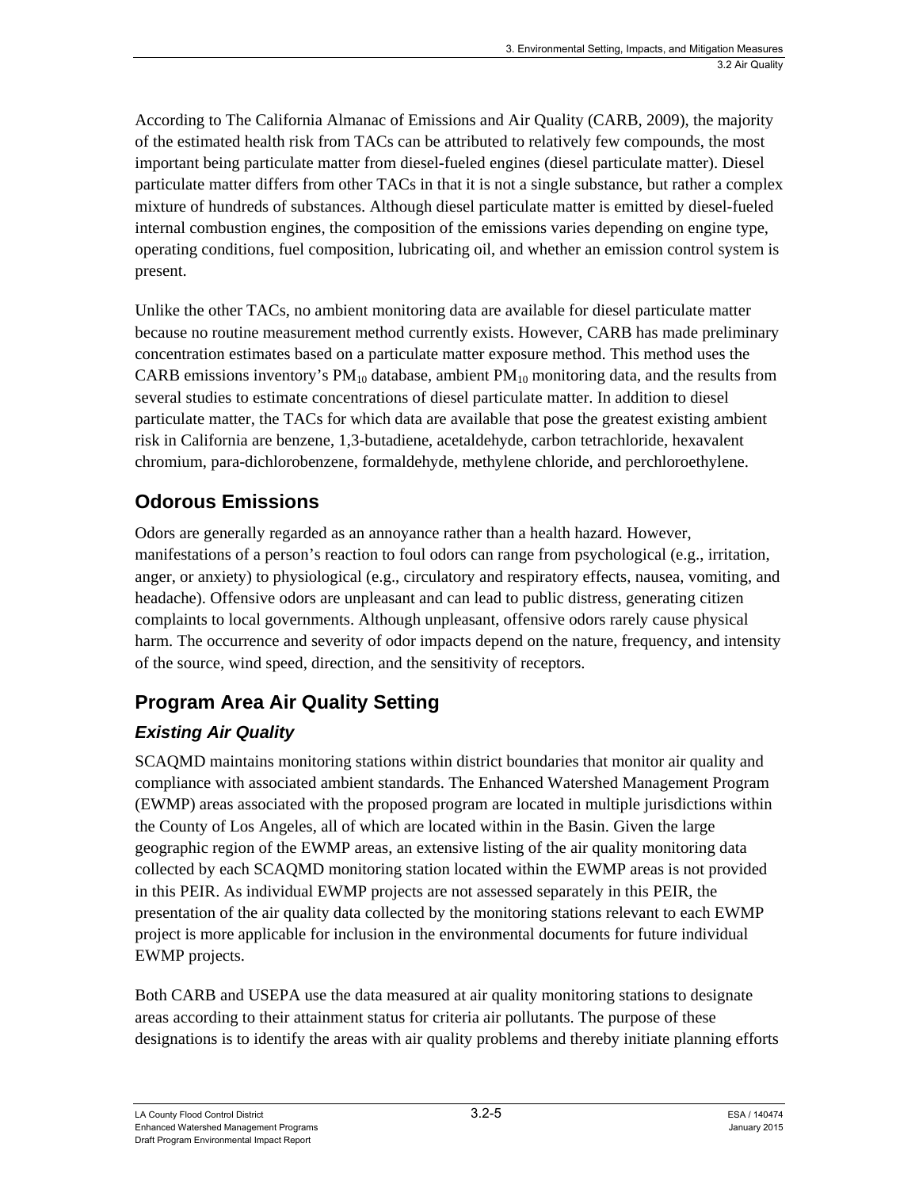According to The California Almanac of Emissions and Air Quality (CARB, 2009), the majority of the estimated health risk from TACs can be attributed to relatively few compounds, the most important being particulate matter from diesel-fueled engines (diesel particulate matter). Diesel particulate matter differs from other TACs in that it is not a single substance, but rather a complex mixture of hundreds of substances. Although diesel particulate matter is emitted by diesel-fueled internal combustion engines, the composition of the emissions varies depending on engine type, operating conditions, fuel composition, lubricating oil, and whether an emission control system is present.

Unlike the other TACs, no ambient monitoring data are available for diesel particulate matter because no routine measurement method currently exists. However, CARB has made preliminary concentration estimates based on a particulate matter exposure method. This method uses the CARB emissions inventory's $PM_{10}$ database, ambient $PM_{10}$ monitoring data, and the results from several studies to estimate concentrations of diesel particulate matter. In addition to diesel particulate matter, the TACs for which data are available that pose the greatest existing ambient risk in California are benzene, 1,3-butadiene, acetaldehyde, carbon tetrachloride, hexavalent chromium, para-dichlorobenzene, formaldehyde, methylene chloride, and perchloroethylene.

## Odorous Emissions

Odors are generally regarded as an annoyance rather than a health hazard. However, manifestations of a person's reaction to foul odors can range from psychological (e.g., irritation, anger, or anxiety) to physiological (e.g., circulatory and respiratory effects, nausea, vomiting, and headache). Offensive odors are unpleasant and can lead to public distress, generating citizen complaints to local governments. Although unpleasant, offensive odors rarely cause physical harm. The occurrence and severity of odor impacts depend on the nature, frequency, and intensity of the source, wind speed, direction, and the sensitivity of receptors.

## Program Area Air Quality Setting

### *Existing Air Quality*

SCAQMD maintains monitoring stations within district boundaries that monitor air quality and compliance with associated ambient standards. The Enhanced Watershed Management Program (EWMP) areas associated with the proposed program are located in multiple jurisdictions within the County of Los Angeles, all of which are located within in the Basin. Given the large geographic region of the EWMP areas, an extensive listing of the air quality monitoring data collected by each SCAQMD monitoring station located within the EWMP areas is not provided in this PEIR. As individual EWMP projects are not assessed separately in this PEIR, the presentation of the air quality data collected by the monitoring stations relevant to each EWMP project is more applicable for inclusion in the environmental documents for future individual EWMP projects.

Both CARB and USEPA use the data measured at air quality monitoring stations to designate areas according to their attainment status for criteria air pollutants. The purpose of these designations is to identify the areas with air quality problems and thereby initiate planning efforts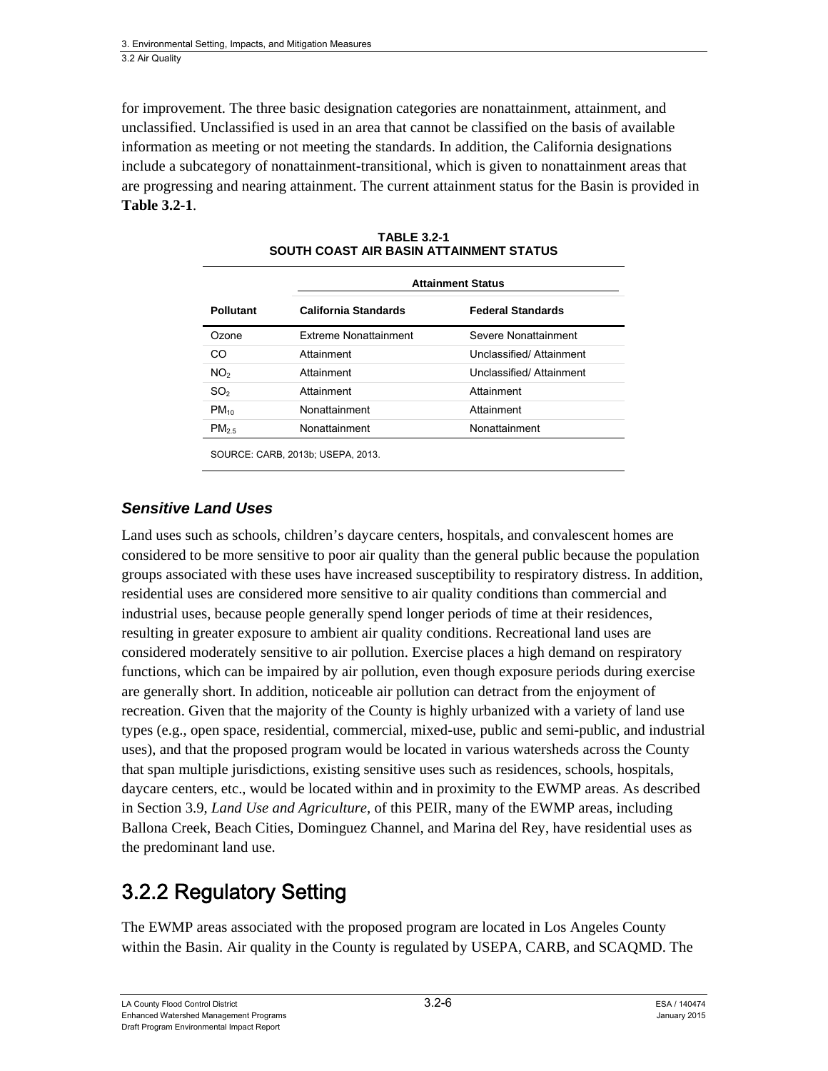for improvement. The three basic designation categories are nonattainment, attainment, and unclassified. Unclassified is used in an area that cannot be classified on the basis of available information as meeting or not meeting the standards. In addition, the California designations include a subcategory of nonattainment-transitional, which is given to nonattainment areas that are progressing and nearing attainment. The current attainment status for the Basin is provided in **Table 3.2-1**.

**TABLE 3.2-1**
**SOUTH COAST AIR BASIN ATTAINMENT STATUS**

| | Attainment Status | |
|---|---|---|
| **Pollutant** | **California Standards** | **Federal Standards** |
| Ozone | Extreme Nonattainment | Severe Nonattainment |
| CO | Attainment | Unclassified/ Attainment |
| $NO_2$ | Attainment | Unclassified/ Attainment |
| $SO_2$ | Attainment | Attainment |
| $PM_{10}$ | Nonattainment | Attainment |
| $PM_{2.5}$ | Nonattainment | Nonattainment |

SOURCE: CARB, 2013b; USEPA, 2013.

### *Sensitive Land Uses*

Land uses such as schools, children's daycare centers, hospitals, and convalescent homes are considered to be more sensitive to poor air quality than the general public because the population groups associated with these uses have increased susceptibility to respiratory distress. In addition, residential uses are considered more sensitive to air quality conditions than commercial and industrial uses, because people generally spend longer periods of time at their residences, resulting in greater exposure to ambient air quality conditions. Recreational land uses are considered moderately sensitive to air pollution. Exercise places a high demand on respiratory functions, which can be impaired by air pollution, even though exposure periods during exercise are generally short. In addition, noticeable air pollution can detract from the enjoyment of recreation. Given that the majority of the County is highly urbanized with a variety of land use types (e.g., open space, residential, commercial, mixed-use, public and semi-public, and industrial uses), and that the proposed program would be located in various watersheds across the County that span multiple jurisdictions, existing sensitive uses such as residences, schools, hospitals, daycare centers, etc., would be located within and in proximity to the EWMP areas. As described in Section 3.9, *Land Use and Agriculture*, of this PEIR, many of the EWMP areas, including Ballona Creek, Beach Cities, Dominguez Channel, and Marina del Rey, have residential uses as the predominant land use.

## 3.2.2 Regulatory Setting

The EWMP areas associated with the proposed program are located in Los Angeles County within the Basin. Air quality in the County is regulated by USEPA, CARB, and SCAQMD. The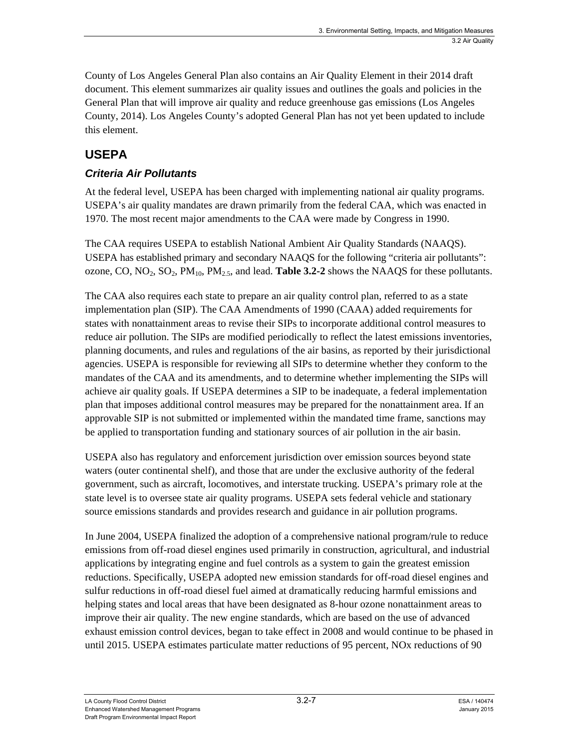County of Los Angeles General Plan also contains an Air Quality Element in their 2014 draft document. This element summarizes air quality issues and outlines the goals and policies in the General Plan that will improve air quality and reduce greenhouse gas emissions (Los Angeles County, 2014). Los Angeles County's adopted General Plan has not yet been updated to include this element.

## USEPA

### *Criteria Air Pollutants*

At the federal level, USEPA has been charged with implementing national air quality programs. USEPA's air quality mandates are drawn primarily from the federal CAA, which was enacted in 1970. The most recent major amendments to the CAA were made by Congress in 1990.

The CAA requires USEPA to establish National Ambient Air Quality Standards (NAAQS). USEPA has established primary and secondary NAAQS for the following "criteria air pollutants": ozone, CO, $NO_2$, $SO_2$, $PM_{10}$, $PM_{2.5}$, and lead. **Table 3.2-2** shows the NAAQS for these pollutants.

The CAA also requires each state to prepare an air quality control plan, referred to as a state implementation plan (SIP). The CAA Amendments of 1990 (CAAA) added requirements for states with nonattainment areas to revise their SIPs to incorporate additional control measures to reduce air pollution. The SIPs are modified periodically to reflect the latest emissions inventories, planning documents, and rules and regulations of the air basins, as reported by their jurisdictional agencies. USEPA is responsible for reviewing all SIPs to determine whether they conform to the mandates of the CAA and its amendments, and to determine whether implementing the SIPs will achieve air quality goals. If USEPA determines a SIP to be inadequate, a federal implementation plan that imposes additional control measures may be prepared for the nonattainment area. If an approvable SIP is not submitted or implemented within the mandated time frame, sanctions may be applied to transportation funding and stationary sources of air pollution in the air basin.

USEPA also has regulatory and enforcement jurisdiction over emission sources beyond state waters (outer continental shelf), and those that are under the exclusive authority of the federal government, such as aircraft, locomotives, and interstate trucking. USEPA's primary role at the state level is to oversee state air quality programs. USEPA sets federal vehicle and stationary source emissions standards and provides research and guidance in air pollution programs.

In June 2004, USEPA finalized the adoption of a comprehensive national program/rule to reduce emissions from off-road diesel engines used primarily in construction, agricultural, and industrial applications by integrating engine and fuel controls as a system to gain the greatest emission reductions. Specifically, USEPA adopted new emission standards for off-road diesel engines and sulfur reductions in off-road diesel fuel aimed at dramatically reducing harmful emissions and helping states and local areas that have been designated as 8-hour ozone nonattainment areas to improve their air quality. The new engine standards, which are based on the use of advanced exhaust emission control devices, began to take effect in 2008 and would continue to be phased in until 2015. USEPA estimates particulate matter reductions of 95 percent, NOx reductions of 90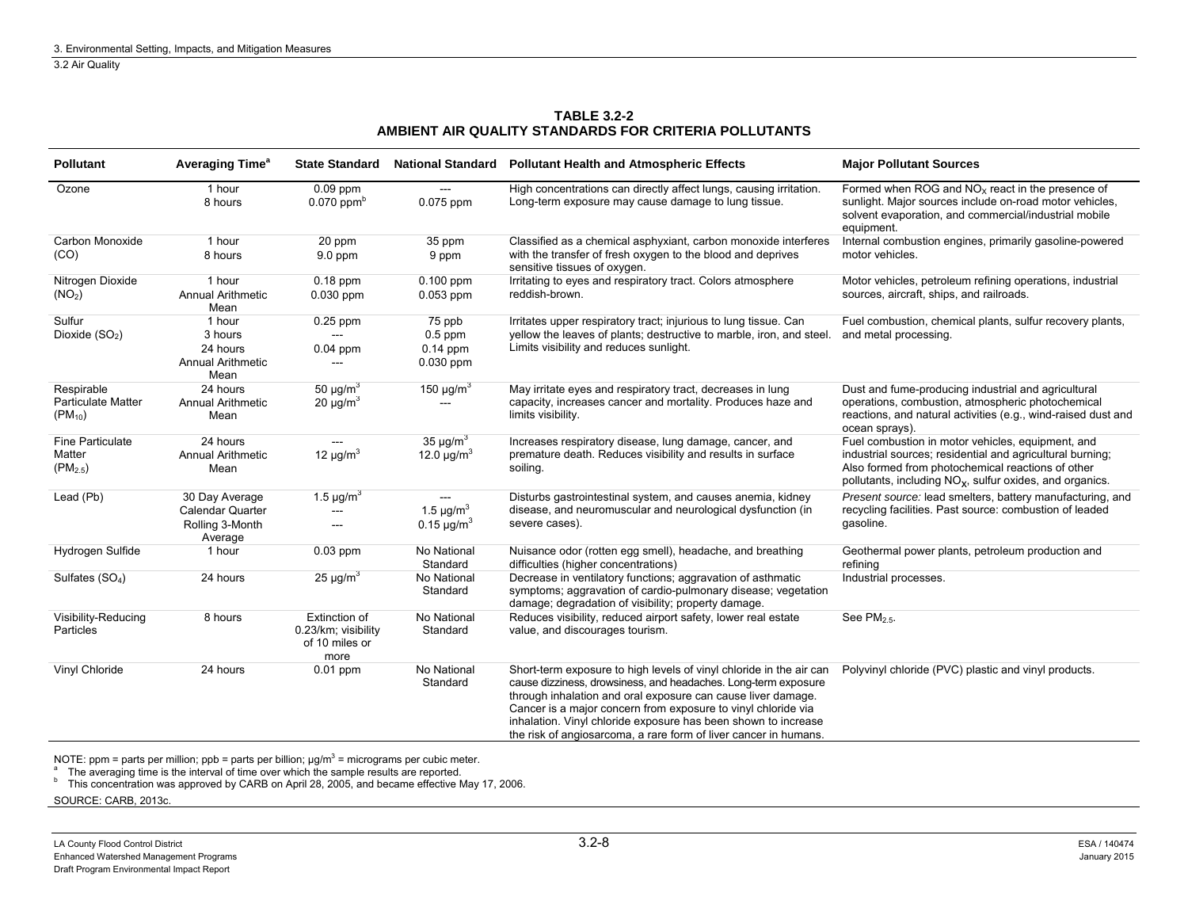**TABLE 3.2-2**
**AMBIENT AIR QUALITY STANDARDS FOR CRITERIA POLLUTANTS**

| Pollutant | Averaging Time[a] | State Standard | National Standard | Pollutant Health and Atmospheric Effects | Major Pollutant Sources |
|---|---|---|---|---|---|
| Ozone | 1 hour<br>8 hours | 0.09 ppm<br>0.070 ppm[b] | ---<br>0.075 ppm | High concentrations can directly affect lungs, causing irritation. Long-term exposure may cause damage to lung tissue. | Formed when ROG and $NO_X$ react in the presence of sunlight. Major sources include on-road motor vehicles, solvent evaporation, and commercial/industrial mobile equipment. |
| Carbon Monoxide (CO) | 1 hour<br>8 hours | 20 ppm<br>9.0 ppm | 35 ppm<br>9 ppm | Classified as a chemical asphyxiant, carbon monoxide interferes with the transfer of fresh oxygen to the blood and deprives sensitive tissues of oxygen. | Internal combustion engines, primarily gasoline-powered motor vehicles. |
| Nitrogen Dioxide ($NO_2$) | 1 hour<br>Annual Arithmetic Mean | 0.18 ppm<br>0.030 ppm | 0.100 ppm<br>0.053 ppm | Irritating to eyes and respiratory tract. Colors atmosphere reddish-brown. | Motor vehicles, petroleum refining operations, industrial sources, aircraft, ships, and railroads. |
| Sulfur Dioxide ($SO_2$) | 1 hour<br>3 hours<br>24 hours<br>Annual Arithmetic Mean | 0.25 ppm<br>---<br>0.04 ppm<br>--- | 75 ppb<br>0.5 ppm<br>0.14 ppm<br>0.030 ppm | Irritates upper respiratory tract; injurious to lung tissue. Can yellow the leaves of plants; destructive to marble, iron, and steel. Limits visibility and reduces sunlight. | Fuel combustion, chemical plants, sulfur recovery plants, and metal processing. |
| Respirable Particulate Matter ($PM_{10}$) | 24 hours<br>Annual Arithmetic Mean | 50 µg/m$^3$<br>20 µg/m$^3$ | 150 µg/m$^3$<br>--- | May irritate eyes and respiratory tract, decreases in lung capacity, increases cancer and mortality. Produces haze and limits visibility. | Dust and fume-producing industrial and agricultural operations, combustion, atmospheric photochemical reactions, and natural activities (e.g., wind-raised dust and ocean sprays). |
| Fine Particulate Matter ($PM_{2.5}$) | 24 hours<br>Annual Arithmetic Mean | ---<br>12 µg/m$^3$ | 35 µg/m$^3$<br>12.0 µg/m$^3$ | Increases respiratory disease, lung damage, cancer, and premature death. Reduces visibility and results in surface soiling. | Fuel combustion in motor vehicles, equipment, and industrial sources; residential and agricultural burning; Also formed from photochemical reactions of other pollutants, including $NO_X$, sulfur oxides, and organics. |
| Lead (Pb) | 30 Day Average<br>Calendar Quarter<br>Rolling 3-Month Average | 1.5 µg/m$^3$<br>---<br>--- | ---<br>1.5 µg/m$^3$<br>0.15 µg/m$^3$ | Disturbs gastrointestinal system, and causes anemia, kidney disease, and neuromuscular and neurological dysfunction (in severe cases). | *Present source:* lead smelters, battery manufacturing, and recycling facilities. Past source: combustion of leaded gasoline. |
| Hydrogen Sulfide | 1 hour | 0.03 ppm | No National Standard | Nuisance odor (rotten egg smell), headache, and breathing difficulties (higher concentrations) | Geothermal power plants, petroleum production and refining |
| Sulfates ($SO_4$) | 24 hours | 25 µg/m$^3$ | No National Standard | Decrease in ventilatory functions; aggravation of asthmatic symptoms; aggravation of cardio-pulmonary disease; vegetation damage; degradation of visibility; property damage. | Industrial processes. |
| Visibility-Reducing Particles | 8 hours | Extinction of 0.23/km; visibility of 10 miles or more | No National Standard | Reduces visibility, reduced airport safety, lower real estate value, and discourages tourism. | See $PM_{2.5}$. |
| Vinyl Chloride | 24 hours | 0.01 ppm | No National Standard | Short-term exposure to high levels of vinyl chloride in the air can cause dizziness, drowsiness, and headaches. Long-term exposure through inhalation and oral exposure can cause liver damage. Cancer is a major concern from exposure to vinyl chloride via inhalation. Vinyl chloride exposure has been shown to increase the risk of angiosarcoma, a rare form of liver cancer in humans. | Polyvinyl chloride (PVC) plastic and vinyl products. |

NOTE: ppm = parts per million; ppb = parts per billion; µg/m$^3$ = micrograms per cubic meter.

[a] The averaging time is the interval of time over which the sample results are reported.

[b] This concentration was approved by CARB on April 28, 2005, and became effective May 17, 2006.

SOURCE: CARB, 2013c.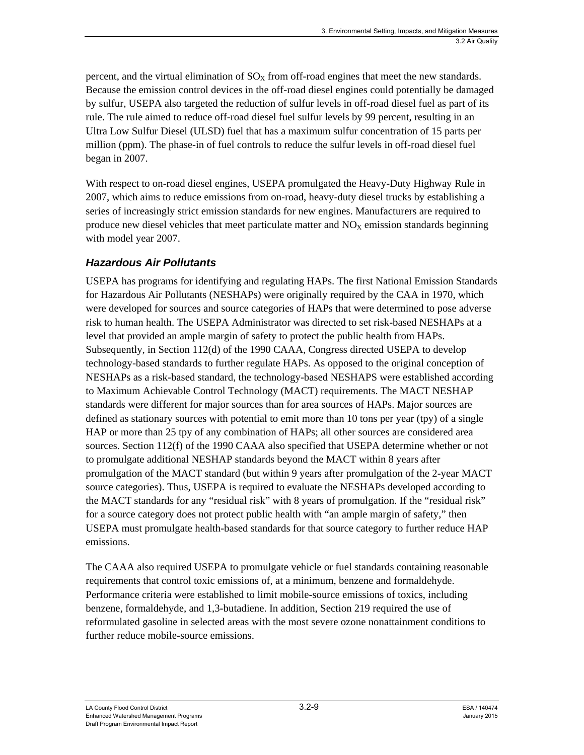percent, and the virtual elimination of $SO_X$ from off-road engines that meet the new standards. Because the emission control devices in the off-road diesel engines could potentially be damaged by sulfur, USEPA also targeted the reduction of sulfur levels in off-road diesel fuel as part of its rule. The rule aimed to reduce off-road diesel fuel sulfur levels by 99 percent, resulting in an Ultra Low Sulfur Diesel (ULSD) fuel that has a maximum sulfur concentration of 15 parts per million (ppm). The phase-in of fuel controls to reduce the sulfur levels in off-road diesel fuel began in 2007.

With respect to on-road diesel engines, USEPA promulgated the Heavy-Duty Highway Rule in 2007, which aims to reduce emissions from on-road, heavy-duty diesel trucks by establishing a series of increasingly strict emission standards for new engines. Manufacturers are required to produce new diesel vehicles that meet particulate matter and $NO_X$ emission standards beginning with model year 2007.

### *Hazardous Air Pollutants*

USEPA has programs for identifying and regulating HAPs. The first National Emission Standards for Hazardous Air Pollutants (NESHAPs) were originally required by the CAA in 1970, which were developed for sources and source categories of HAPs that were determined to pose adverse risk to human health. The USEPA Administrator was directed to set risk-based NESHAPs at a level that provided an ample margin of safety to protect the public health from HAPs. Subsequently, in Section 112(d) of the 1990 CAAA, Congress directed USEPA to develop technology-based standards to further regulate HAPs. As opposed to the original conception of NESHAPs as a risk-based standard, the technology-based NESHAPS were established according to Maximum Achievable Control Technology (MACT) requirements. The MACT NESHAP standards were different for major sources than for area sources of HAPs. Major sources are defined as stationary sources with potential to emit more than 10 tons per year (tpy) of a single HAP or more than 25 tpy of any combination of HAPs; all other sources are considered area sources. Section 112(f) of the 1990 CAAA also specified that USEPA determine whether or not to promulgate additional NESHAP standards beyond the MACT within 8 years after promulgation of the MACT standard (but within 9 years after promulgation of the 2-year MACT source categories). Thus, USEPA is required to evaluate the NESHAPs developed according to the MACT standards for any "residual risk" with 8 years of promulgation. If the "residual risk" for a source category does not protect public health with "an ample margin of safety," then USEPA must promulgate health-based standards for that source category to further reduce HAP emissions.

The CAAA also required USEPA to promulgate vehicle or fuel standards containing reasonable requirements that control toxic emissions of, at a minimum, benzene and formaldehyde. Performance criteria were established to limit mobile-source emissions of toxics, including benzene, formaldehyde, and 1,3-butadiene. In addition, Section 219 required the use of reformulated gasoline in selected areas with the most severe ozone nonattainment conditions to further reduce mobile-source emissions.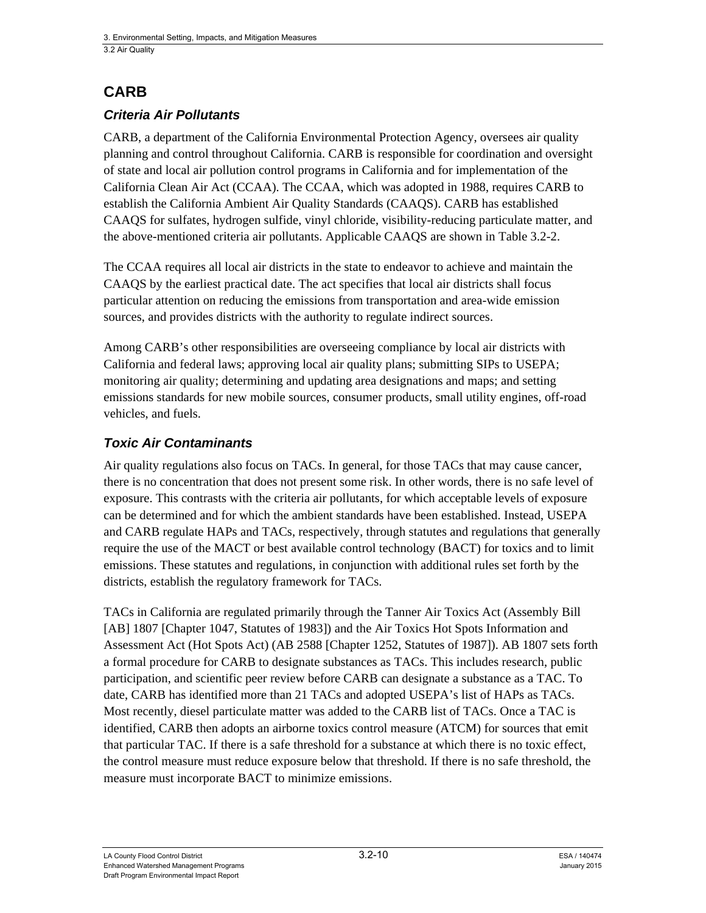## CARB

### *Criteria Air Pollutants*

CARB, a department of the California Environmental Protection Agency, oversees air quality planning and control throughout California. CARB is responsible for coordination and oversight of state and local air pollution control programs in California and for implementation of the California Clean Air Act (CCAA). The CCAA, which was adopted in 1988, requires CARB to establish the California Ambient Air Quality Standards (CAAQS). CARB has established CAAQS for sulfates, hydrogen sulfide, vinyl chloride, visibility-reducing particulate matter, and the above-mentioned criteria air pollutants. Applicable CAAQS are shown in Table 3.2-2.

The CCAA requires all local air districts in the state to endeavor to achieve and maintain the CAAQS by the earliest practical date. The act specifies that local air districts shall focus particular attention on reducing the emissions from transportation and area-wide emission sources, and provides districts with the authority to regulate indirect sources.

Among CARB's other responsibilities are overseeing compliance by local air districts with California and federal laws; approving local air quality plans; submitting SIPs to USEPA; monitoring air quality; determining and updating area designations and maps; and setting emissions standards for new mobile sources, consumer products, small utility engines, off-road vehicles, and fuels.

### *Toxic Air Contaminants*

Air quality regulations also focus on TACs. In general, for those TACs that may cause cancer, there is no concentration that does not present some risk. In other words, there is no safe level of exposure. This contrasts with the criteria air pollutants, for which acceptable levels of exposure can be determined and for which the ambient standards have been established. Instead, USEPA and CARB regulate HAPs and TACs, respectively, through statutes and regulations that generally require the use of the MACT or best available control technology (BACT) for toxics and to limit emissions. These statutes and regulations, in conjunction with additional rules set forth by the districts, establish the regulatory framework for TACs.

TACs in California are regulated primarily through the Tanner Air Toxics Act (Assembly Bill [AB] 1807 [Chapter 1047, Statutes of 1983]) and the Air Toxics Hot Spots Information and Assessment Act (Hot Spots Act) (AB 2588 [Chapter 1252, Statutes of 1987]). AB 1807 sets forth a formal procedure for CARB to designate substances as TACs. This includes research, public participation, and scientific peer review before CARB can designate a substance as a TAC. To date, CARB has identified more than 21 TACs and adopted USEPA's list of HAPs as TACs. Most recently, diesel particulate matter was added to the CARB list of TACs. Once a TAC is identified, CARB then adopts an airborne toxics control measure (ATCM) for sources that emit that particular TAC. If there is a safe threshold for a substance at which there is no toxic effect, the control measure must reduce exposure below that threshold. If there is no safe threshold, the measure must incorporate BACT to minimize emissions.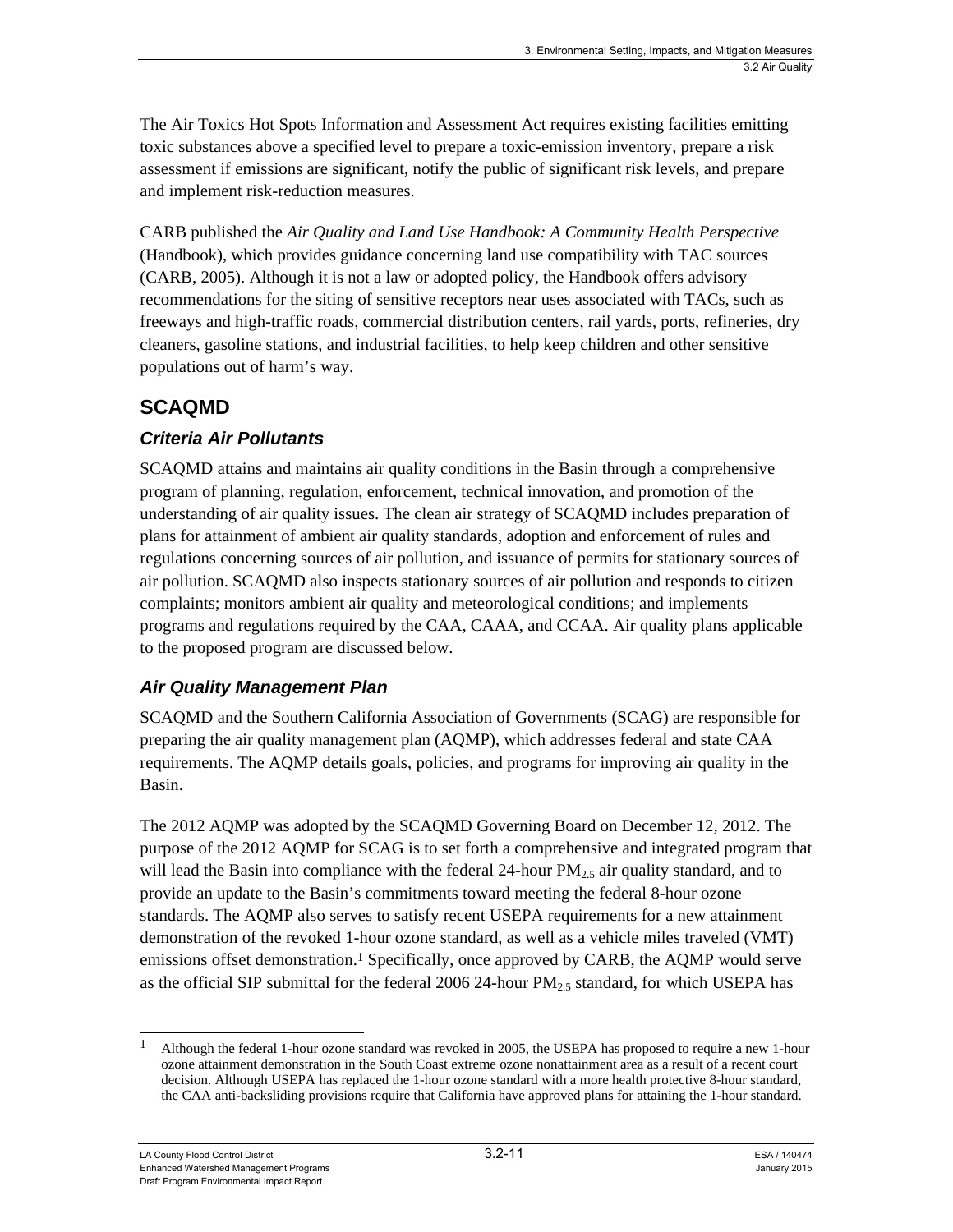The Air Toxics Hot Spots Information and Assessment Act requires existing facilities emitting toxic substances above a specified level to prepare a toxic-emission inventory, prepare a risk assessment if emissions are significant, notify the public of significant risk levels, and prepare and implement risk-reduction measures.

CARB published the *Air Quality and Land Use Handbook: A Community Health Perspective* (Handbook), which provides guidance concerning land use compatibility with TAC sources (CARB, 2005). Although it is not a law or adopted policy, the Handbook offers advisory recommendations for the siting of sensitive receptors near uses associated with TACs, such as freeways and high-traffic roads, commercial distribution centers, rail yards, ports, refineries, dry cleaners, gasoline stations, and industrial facilities, to help keep children and other sensitive populations out of harm's way.

## SCAQMD

### *Criteria Air Pollutants*

SCAQMD attains and maintains air quality conditions in the Basin through a comprehensive program of planning, regulation, enforcement, technical innovation, and promotion of the understanding of air quality issues. The clean air strategy of SCAQMD includes preparation of plans for attainment of ambient air quality standards, adoption and enforcement of rules and regulations concerning sources of air pollution, and issuance of permits for stationary sources of air pollution. SCAQMD also inspects stationary sources of air pollution and responds to citizen complaints; monitors ambient air quality and meteorological conditions; and implements programs and regulations required by the CAA, CAAA, and CCAA. Air quality plans applicable to the proposed program are discussed below.

### *Air Quality Management Plan*

SCAQMD and the Southern California Association of Governments (SCAG) are responsible for preparing the air quality management plan (AQMP), which addresses federal and state CAA requirements. The AQMP details goals, policies, and programs for improving air quality in the Basin.

The 2012 AQMP was adopted by the SCAQMD Governing Board on December 12, 2012. The purpose of the 2012 AQMP for SCAG is to set forth a comprehensive and integrated program that will lead the Basin into compliance with the federal 24-hour $PM_{2.5}$ air quality standard, and to provide an update to the Basin's commitments toward meeting the federal 8-hour ozone standards. The AQMP also serves to satisfy recent USEPA requirements for a new attainment demonstration of the revoked 1-hour ozone standard, as well as a vehicle miles traveled (VMT) emissions offset demonstration.[1] Specifically, once approved by CARB, the AQMP would serve as the official SIP submittal for the federal 2006 24-hour $PM_{2.5}$ standard, for which USEPA has

---

[1] Although the federal 1-hour ozone standard was revoked in 2005, the USEPA has proposed to require a new 1-hour ozone attainment demonstration in the South Coast extreme ozone nonattainment area as a result of a recent court decision. Although USEPA has replaced the 1-hour ozone standard with a more health protective 8-hour standard, the CAA anti-backsliding provisions require that California have approved plans for attaining the 1-hour standard.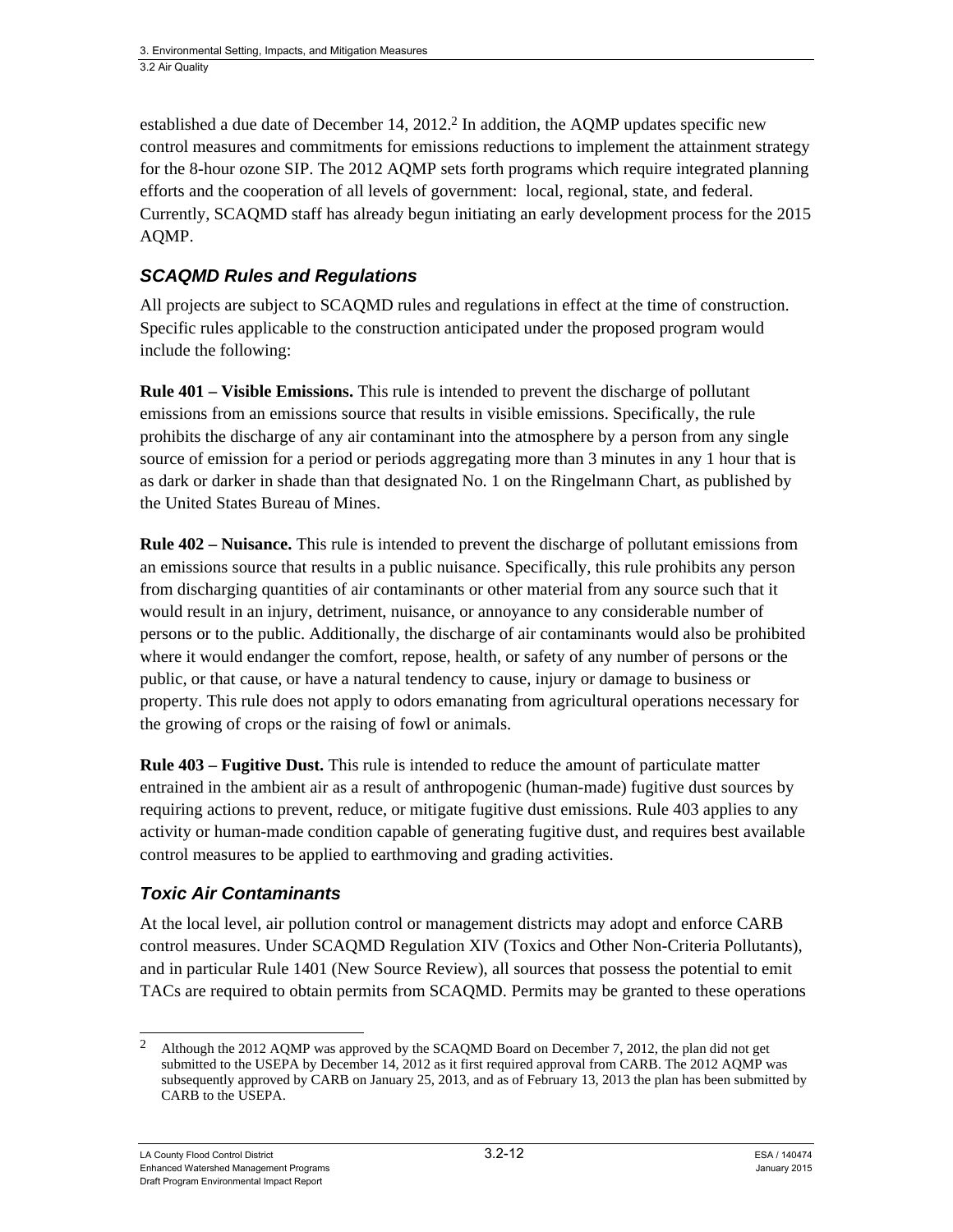established a due date of December 14, 2012.[2] In addition, the AQMP updates specific new control measures and commitments for emissions reductions to implement the attainment strategy for the 8-hour ozone SIP. The 2012 AQMP sets forth programs which require integrated planning efforts and the cooperation of all levels of government: local, regional, state, and federal. Currently, SCAQMD staff has already begun initiating an early development process for the 2015 AQMP.

### *SCAQMD Rules and Regulations*

All projects are subject to SCAQMD rules and regulations in effect at the time of construction. Specific rules applicable to the construction anticipated under the proposed program would include the following:

**Rule 401 – Visible Emissions.** This rule is intended to prevent the discharge of pollutant emissions from an emissions source that results in visible emissions. Specifically, the rule prohibits the discharge of any air contaminant into the atmosphere by a person from any single source of emission for a period or periods aggregating more than 3 minutes in any 1 hour that is as dark or darker in shade than that designated No. 1 on the Ringelmann Chart, as published by the United States Bureau of Mines.

**Rule 402 – Nuisance.** This rule is intended to prevent the discharge of pollutant emissions from an emissions source that results in a public nuisance. Specifically, this rule prohibits any person from discharging quantities of air contaminants or other material from any source such that it would result in an injury, detriment, nuisance, or annoyance to any considerable number of persons or to the public. Additionally, the discharge of air contaminants would also be prohibited where it would endanger the comfort, repose, health, or safety of any number of persons or the public, or that cause, or have a natural tendency to cause, injury or damage to business or property. This rule does not apply to odors emanating from agricultural operations necessary for the growing of crops or the raising of fowl or animals.

**Rule 403 – Fugitive Dust.** This rule is intended to reduce the amount of particulate matter entrained in the ambient air as a result of anthropogenic (human-made) fugitive dust sources by requiring actions to prevent, reduce, or mitigate fugitive dust emissions. Rule 403 applies to any activity or human-made condition capable of generating fugitive dust, and requires best available control measures to be applied to earthmoving and grading activities.

### *Toxic Air Contaminants*

At the local level, air pollution control or management districts may adopt and enforce CARB control measures. Under SCAQMD Regulation XIV (Toxics and Other Non-Criteria Pollutants), and in particular Rule 1401 (New Source Review), all sources that possess the potential to emit TACs are required to obtain permits from SCAQMD. Permits may be granted to these operations

---

[2] Although the 2012 AQMP was approved by the SCAQMD Board on December 7, 2012, the plan did not get submitted to the USEPA by December 14, 2012 as it first required approval from CARB. The 2012 AQMP was subsequently approved by CARB on January 25, 2013, and as of February 13, 2013 the plan has been submitted by CARB to the USEPA.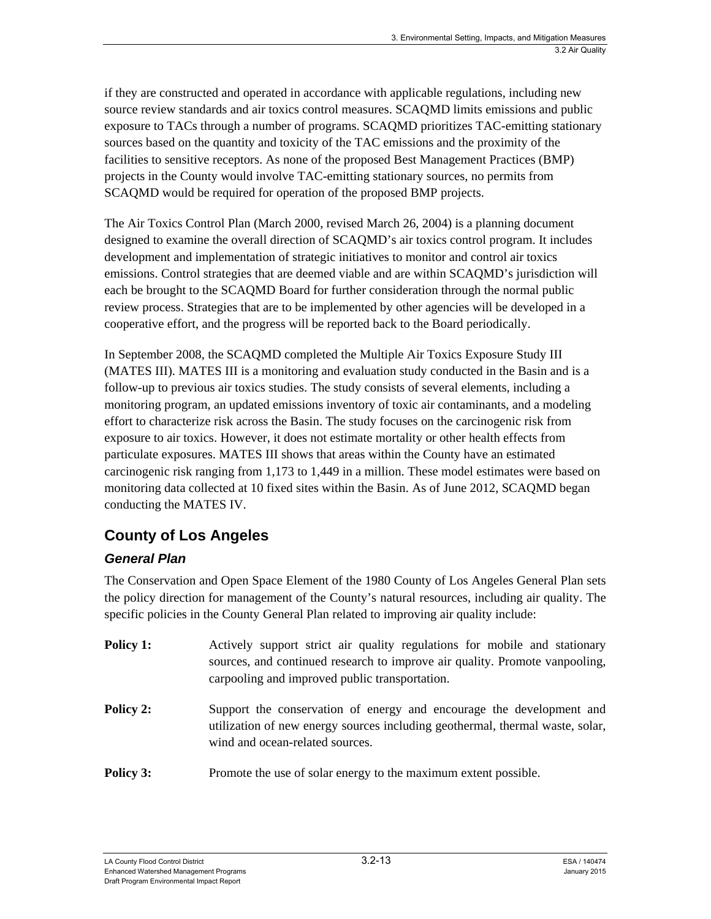if they are constructed and operated in accordance with applicable regulations, including new source review standards and air toxics control measures. SCAQMD limits emissions and public exposure to TACs through a number of programs. SCAQMD prioritizes TAC-emitting stationary sources based on the quantity and toxicity of the TAC emissions and the proximity of the facilities to sensitive receptors. As none of the proposed Best Management Practices (BMP) projects in the County would involve TAC-emitting stationary sources, no permits from SCAQMD would be required for operation of the proposed BMP projects.

The Air Toxics Control Plan (March 2000, revised March 26, 2004) is a planning document designed to examine the overall direction of SCAQMD's air toxics control program. It includes development and implementation of strategic initiatives to monitor and control air toxics emissions. Control strategies that are deemed viable and are within SCAQMD's jurisdiction will each be brought to the SCAQMD Board for further consideration through the normal public review process. Strategies that are to be implemented by other agencies will be developed in a cooperative effort, and the progress will be reported back to the Board periodically.

In September 2008, the SCAQMD completed the Multiple Air Toxics Exposure Study III (MATES III). MATES III is a monitoring and evaluation study conducted in the Basin and is a follow-up to previous air toxics studies. The study consists of several elements, including a monitoring program, an updated emissions inventory of toxic air contaminants, and a modeling effort to characterize risk across the Basin. The study focuses on the carcinogenic risk from exposure to air toxics. However, it does not estimate mortality or other health effects from particulate exposures. MATES III shows that areas within the County have an estimated carcinogenic risk ranging from 1,173 to 1,449 in a million. These model estimates were based on monitoring data collected at 10 fixed sites within the Basin. As of June 2012, SCAQMD began conducting the MATES IV.

## County of Los Angeles

### *General Plan*

The Conservation and Open Space Element of the 1980 County of Los Angeles General Plan sets the policy direction for management of the County's natural resources, including air quality. The specific policies in the County General Plan related to improving air quality include:

**Policy 1:** Actively support strict air quality regulations for mobile and stationary sources, and continued research to improve air quality. Promote vanpooling, carpooling and improved public transportation.

**Policy 2:** Support the conservation of energy and encourage the development and utilization of new energy sources including geothermal, thermal waste, solar, wind and ocean-related sources.

**Policy 3:** Promote the use of solar energy to the maximum extent possible.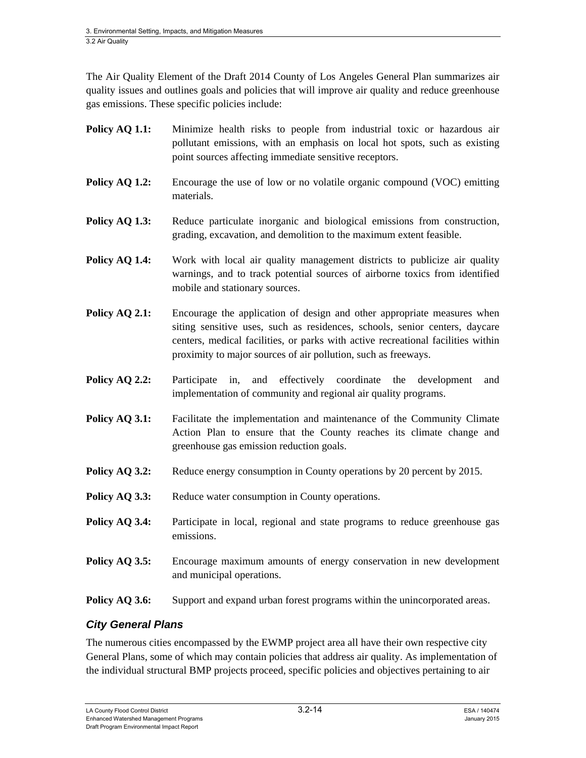The Air Quality Element of the Draft 2014 County of Los Angeles General Plan summarizes air quality issues and outlines goals and policies that will improve air quality and reduce greenhouse gas emissions. These specific policies include:

**Policy AQ 1.1:** Minimize health risks to people from industrial toxic or hazardous air pollutant emissions, with an emphasis on local hot spots, such as existing point sources affecting immediate sensitive receptors.

**Policy AQ 1.2:** Encourage the use of low or no volatile organic compound (VOC) emitting materials.

**Policy AQ 1.3:** Reduce particulate inorganic and biological emissions from construction, grading, excavation, and demolition to the maximum extent feasible.

**Policy AQ 1.4:** Work with local air quality management districts to publicize air quality warnings, and to track potential sources of airborne toxics from identified mobile and stationary sources.

**Policy AQ 2.1:** Encourage the application of design and other appropriate measures when siting sensitive uses, such as residences, schools, senior centers, daycare centers, medical facilities, or parks with active recreational facilities within proximity to major sources of air pollution, such as freeways.

**Policy AQ 2.2:** Participate in, and effectively coordinate the development and implementation of community and regional air quality programs.

**Policy AQ 3.1:** Facilitate the implementation and maintenance of the Community Climate Action Plan to ensure that the County reaches its climate change and greenhouse gas emission reduction goals.

**Policy AQ 3.2:** Reduce energy consumption in County operations by 20 percent by 2015.

**Policy AQ 3.3:** Reduce water consumption in County operations.

**Policy AQ 3.4:** Participate in local, regional and state programs to reduce greenhouse gas emissions.

**Policy AQ 3.5:** Encourage maximum amounts of energy conservation in new development and municipal operations.

**Policy AQ 3.6:** Support and expand urban forest programs within the unincorporated areas.

### *City General Plans*

The numerous cities encompassed by the EWMP project area all have their own respective city General Plans, some of which may contain policies that address air quality. As implementation of the individual structural BMP projects proceed, specific policies and objectives pertaining to air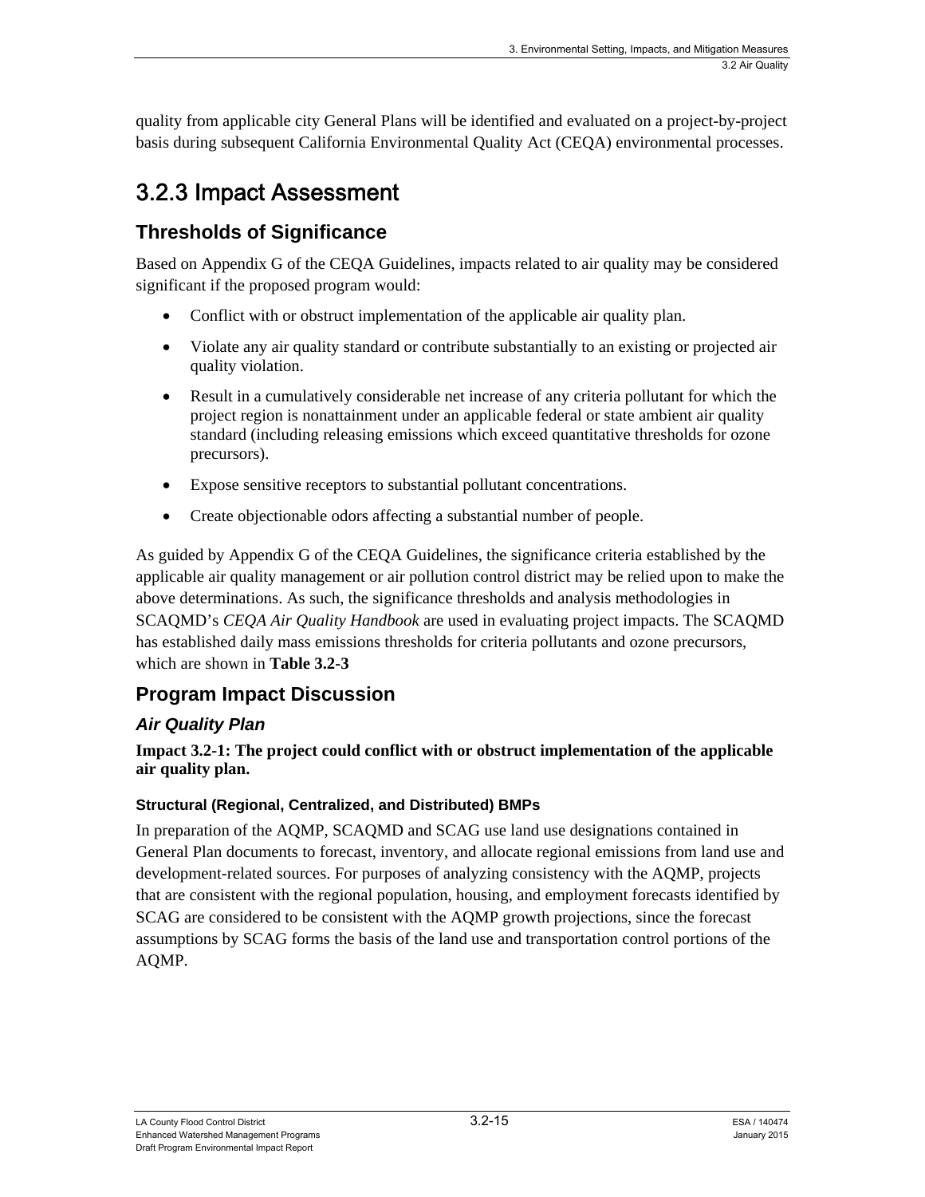quality from applicable city General Plans will be identified and evaluated on a project-by-project basis during subsequent California Environmental Quality Act (CEQA) environmental processes.

## 3.2.3 Impact Assessment

### Thresholds of Significance

Based on Appendix G of the CEQA Guidelines, impacts related to air quality may be considered significant if the proposed program would:

- Conflict with or obstruct implementation of the applicable air quality plan.
- Violate any air quality standard or contribute substantially to an existing or projected air quality violation.
- Result in a cumulatively considerable net increase of any criteria pollutant for which the project region is nonattainment under an applicable federal or state ambient air quality standard (including releasing emissions which exceed quantitative thresholds for ozone precursors).
- Expose sensitive receptors to substantial pollutant concentrations.
- Create objectionable odors affecting a substantial number of people.

As guided by Appendix G of the CEQA Guidelines, the significance criteria established by the applicable air quality management or air pollution control district may be relied upon to make the above determinations. As such, the significance thresholds and analysis methodologies in SCAQMD's *CEQA Air Quality Handbook* are used in evaluating project impacts. The SCAQMD has established daily mass emissions thresholds for criteria pollutants and ozone precursors, which are shown in **Table 3.2-3**

### Program Impact Discussion

#### *Air Quality Plan*

**Impact 3.2-1: The project could conflict with or obstruct implementation of the applicable air quality plan.**

##### Structural (Regional, Centralized, and Distributed) BMPs

In preparation of the AQMP, SCAQMD and SCAG use land use designations contained in General Plan documents to forecast, inventory, and allocate regional emissions from land use and development-related sources. For purposes of analyzing consistency with the AQMP, projects that are consistent with the regional population, housing, and employment forecasts identified by SCAG are considered to be consistent with the AQMP growth projections, since the forecast assumptions by SCAG forms the basis of the land use and transportation control portions of the AQMP.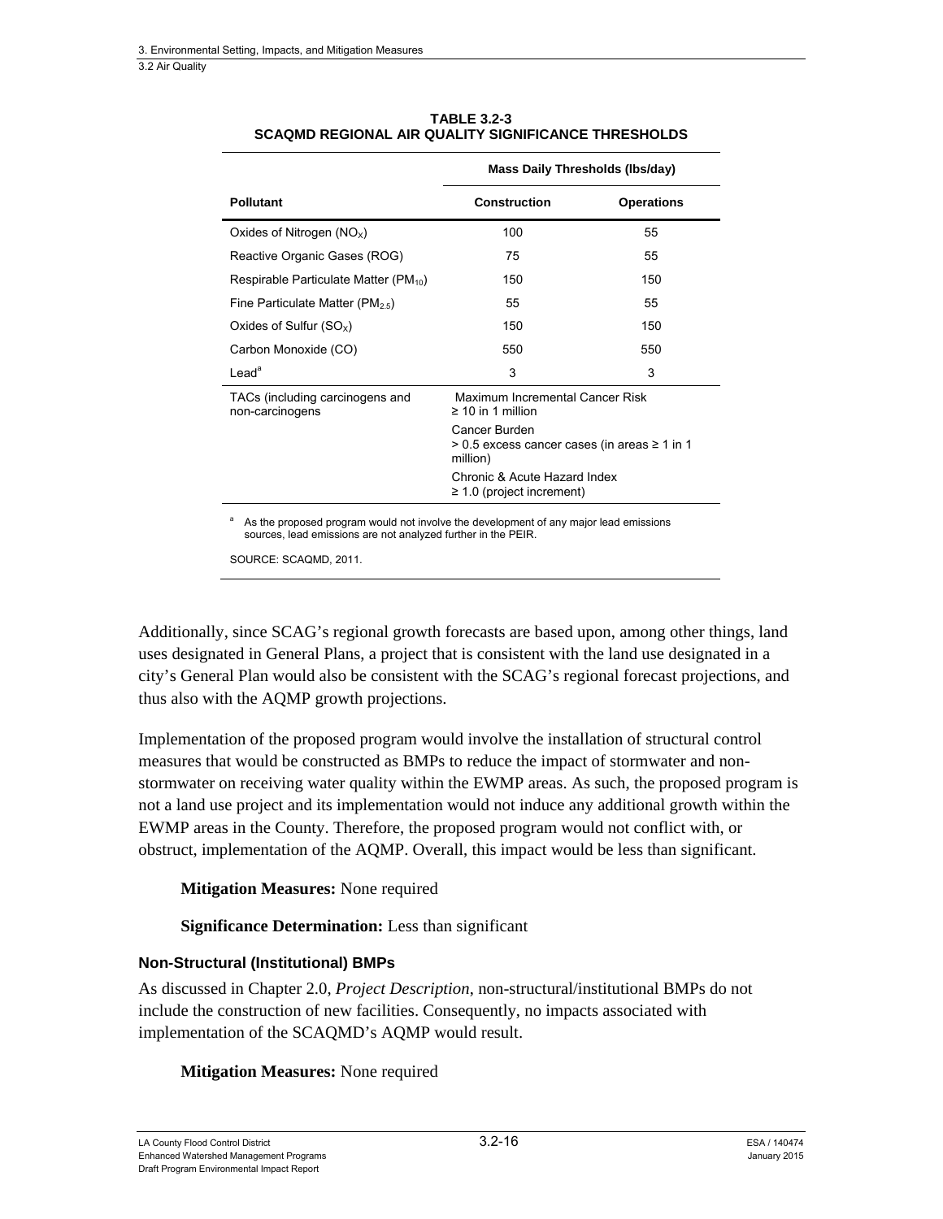**TABLE 3.2-3**
**SCAQMD REGIONAL AIR QUALITY SIGNIFICANCE THRESHOLDS**

| | Mass Daily Thresholds (lbs/day) | |
|---|---|---|
| **Pollutant** | **Construction** | **Operations** |
| Oxides of Nitrogen ($NO_X$) | 100 | 55 |
| Reactive Organic Gases (ROG) | 75 | 55 |
| Respirable Particulate Matter ($PM_{10}$) | 150 | 150 |
| Fine Particulate Matter ($PM_{2.5}$) | 55 | 55 |
| Oxides of Sulfur ($SO_X$) | 150 | 150 |
| Carbon Monoxide (CO) | 550 | 550 |
| Lead[a] | 3 | 3 |
| TACs (including carcinogens and non-carcinogens | Maximum Incremental Cancer Risk ≥ 10 in 1 million<br>Cancer Burden > 0.5 excess cancer cases (in areas ≥ 1 in 1 million)<br>Chronic & Acute Hazard Index ≥ 1.0 (project increment) | |

[a] As the proposed program would not involve the development of any major lead emissions sources, lead emissions are not analyzed further in the PEIR.

SOURCE: SCAQMD, 2011.

Additionally, since SCAG's regional growth forecasts are based upon, among other things, land uses designated in General Plans, a project that is consistent with the land use designated in a city's General Plan would also be consistent with the SCAG's regional forecast projections, and thus also with the AQMP growth projections.

Implementation of the proposed program would involve the installation of structural control measures that would be constructed as BMPs to reduce the impact of stormwater and non-stormwater on receiving water quality within the EWMP areas. As such, the proposed program is not a land use project and its implementation would not induce any additional growth within the EWMP areas in the County. Therefore, the proposed program would not conflict with, or obstruct, implementation of the AQMP. Overall, this impact would be less than significant.

**Mitigation Measures:** None required

**Significance Determination:** Less than significant

#### Non-Structural (Institutional) BMPs

As discussed in Chapter 2.0, *Project Description*, non-structural/institutional BMPs do not include the construction of new facilities. Consequently, no impacts associated with implementation of the SCAQMD's AQMP would result.

**Mitigation Measures:** None required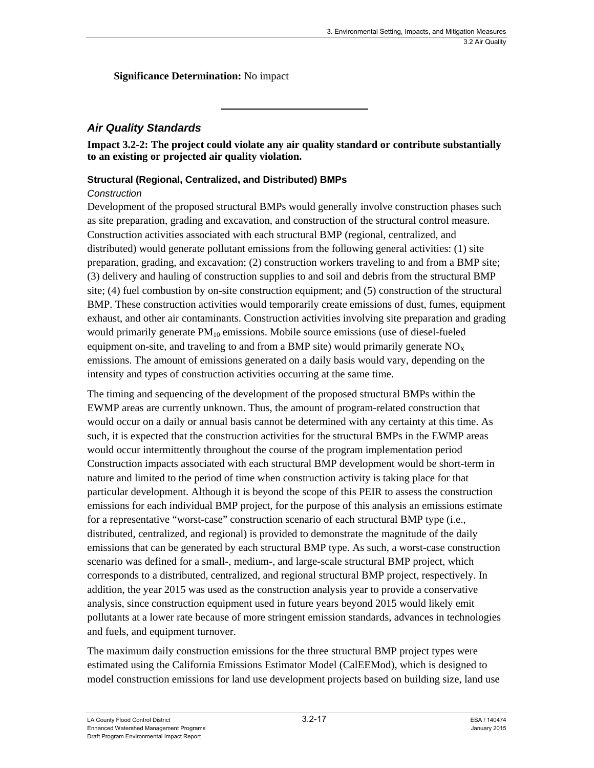**Significance Determination:** No impact

---

### *Air Quality Standards*

**Impact 3.2-2: The project could violate any air quality standard or contribute substantially to an existing or projected air quality violation.**

#### Structural (Regional, Centralized, and Distributed) BMPs

*Construction*

Development of the proposed structural BMPs would generally involve construction phases such as site preparation, grading and excavation, and construction of the structural control measure. Construction activities associated with each structural BMP (regional, centralized, and distributed) would generate pollutant emissions from the following general activities: (1) site preparation, grading, and excavation; (2) construction workers traveling to and from a BMP site; (3) delivery and hauling of construction supplies to and soil and debris from the structural BMP site; (4) fuel combustion by on-site construction equipment; and (5) construction of the structural BMP. These construction activities would temporarily create emissions of dust, fumes, equipment exhaust, and other air contaminants. Construction activities involving site preparation and grading would primarily generate $PM_{10}$ emissions. Mobile source emissions (use of diesel-fueled equipment on-site, and traveling to and from a BMP site) would primarily generate $NO_X$ emissions. The amount of emissions generated on a daily basis would vary, depending on the intensity and types of construction activities occurring at the same time.

The timing and sequencing of the development of the proposed structural BMPs within the EWMP areas are currently unknown. Thus, the amount of program-related construction that would occur on a daily or annual basis cannot be determined with any certainty at this time. As such, it is expected that the construction activities for the structural BMPs in the EWMP areas would occur intermittently throughout the course of the program implementation period Construction impacts associated with each structural BMP development would be short-term in nature and limited to the period of time when construction activity is taking place for that particular development. Although it is beyond the scope of this PEIR to assess the construction emissions for each individual BMP project, for the purpose of this analysis an emissions estimate for a representative "worst-case" construction scenario of each structural BMP type (i.e., distributed, centralized, and regional) is provided to demonstrate the magnitude of the daily emissions that can be generated by each structural BMP type. As such, a worst-case construction scenario was defined for a small-, medium-, and large-scale structural BMP project, which corresponds to a distributed, centralized, and regional structural BMP project, respectively. In addition, the year 2015 was used as the construction analysis year to provide a conservative analysis, since construction equipment used in future years beyond 2015 would likely emit pollutants at a lower rate because of more stringent emission standards, advances in technologies and fuels, and equipment turnover.

The maximum daily construction emissions for the three structural BMP project types were estimated using the California Emissions Estimator Model (CalEEMod), which is designed to model construction emissions for land use development projects based on building size, land use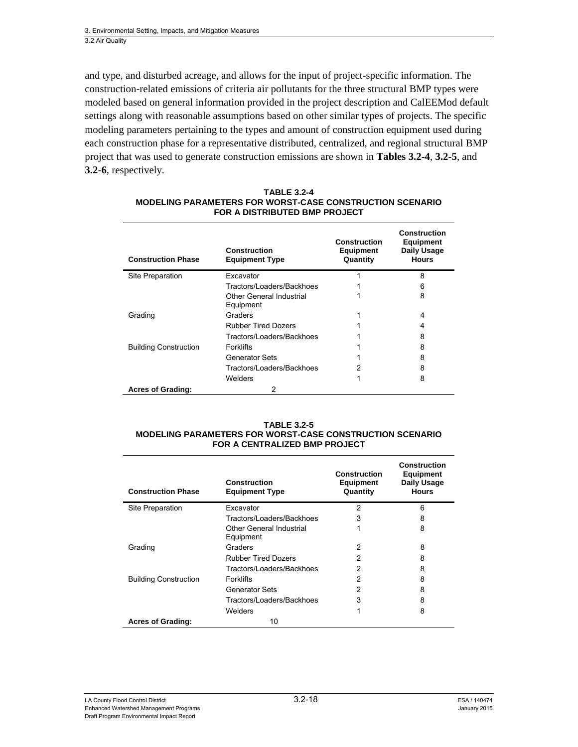and type, and disturbed acreage, and allows for the input of project-specific information. The construction-related emissions of criteria air pollutants for the three structural BMP types were modeled based on general information provided in the project description and CalEEMod default settings along with reasonable assumptions based on other similar types of projects. The specific modeling parameters pertaining to the types and amount of construction equipment used during each construction phase for a representative distributed, centralized, and regional structural BMP project that was used to generate construction emissions are shown in **Tables 3.2-4**, **3.2-5**, and **3.2-6**, respectively.

**TABLE 3.2-4**
**MODELING PARAMETERS FOR WORST-CASE CONSTRUCTION SCENARIO FOR A DISTRIBUTED BMP PROJECT**

| Construction Phase | Construction Equipment Type | Construction Equipment Quantity | Construction Equipment Daily Usage Hours |
|---|---|---|---|
| Site Preparation | Excavator | 1 | 8 |
| | Tractors/Loaders/Backhoes | 1 | 6 |
| | Other General Industrial Equipment | 1 | 8 |
| Grading | Graders | 1 | 4 |
| | Rubber Tired Dozers | 1 | 4 |
| | Tractors/Loaders/Backhoes | 1 | 8 |
| Building Construction | Forklifts | 1 | 8 |
| | Generator Sets | 1 | 8 |
| | Tractors/Loaders/Backhoes | 2 | 8 |
| | Welders | 1 | 8 |
| **Acres of Grading:** | 2 | | |

**TABLE 3.2-5**
**MODELING PARAMETERS FOR WORST-CASE CONSTRUCTION SCENARIO FOR A CENTRALIZED BMP PROJECT**

| Construction Phase | Construction Equipment Type | Construction Equipment Quantity | Construction Equipment Daily Usage Hours |
|---|---|---|---|
| Site Preparation | Excavator | 2 | 6 |
| | Tractors/Loaders/Backhoes | 3 | 8 |
| | Other General Industrial Equipment | 1 | 8 |
| Grading | Graders | 2 | 8 |
| | Rubber Tired Dozers | 2 | 8 |
| | Tractors/Loaders/Backhoes | 2 | 8 |
| Building Construction | Forklifts | 2 | 8 |
| | Generator Sets | 2 | 8 |
| | Tractors/Loaders/Backhoes | 3 | 8 |
| | Welders | 1 | 8 |
| **Acres of Grading:** | 10 | | |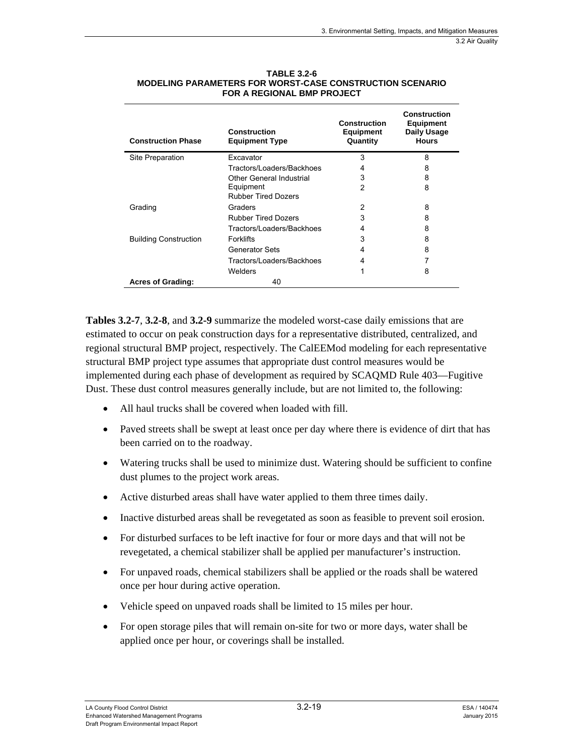**TABLE 3.2-6**
**MODELING PARAMETERS FOR WORST-CASE CONSTRUCTION SCENARIO FOR A REGIONAL BMP PROJECT**

| Construction Phase | Construction Equipment Type | Construction Equipment Quantity | Construction Equipment Daily Usage Hours |
|---|---|---|---|
| Site Preparation | Excavator | 3 | 8 |
| | Tractors/Loaders/Backhoes | 4 | 8 |
| | Other General Industrial Equipment | 3 | 8 |
| | Rubber Tired Dozers | 2 | 8 |
| Grading | Graders | 2 | 8 |
| | Rubber Tired Dozers | 3 | 8 |
| | Tractors/Loaders/Backhoes | 4 | 8 |
| Building Construction | Forklifts | 3 | 8 |
| | Generator Sets | 4 | 8 |
| | Tractors/Loaders/Backhoes | 4 | 7 |
| | Welders | 1 | 8 |
| **Acres of Grading:** | 40 | | |

**Tables 3.2-7**, **3.2-8**, and **3.2-9** summarize the modeled worst-case daily emissions that are estimated to occur on peak construction days for a representative distributed, centralized, and regional structural BMP project, respectively. The CalEEMod modeling for each representative structural BMP project type assumes that appropriate dust control measures would be implemented during each phase of development as required by SCAQMD Rule 403—Fugitive Dust. These dust control measures generally include, but are not limited to, the following:

- All haul trucks shall be covered when loaded with fill.
- Paved streets shall be swept at least once per day where there is evidence of dirt that has been carried on to the roadway.
- Watering trucks shall be used to minimize dust. Watering should be sufficient to confine dust plumes to the project work areas.
- Active disturbed areas shall have water applied to them three times daily.
- Inactive disturbed areas shall be revegetated as soon as feasible to prevent soil erosion.
- For disturbed surfaces to be left inactive for four or more days and that will not be revegetated, a chemical stabilizer shall be applied per manufacturer's instruction.
- For unpaved roads, chemical stabilizers shall be applied or the roads shall be watered once per hour during active operation.
- Vehicle speed on unpaved roads shall be limited to 15 miles per hour.
- For open storage piles that will remain on-site for two or more days, water shall be applied once per hour, or coverings shall be installed.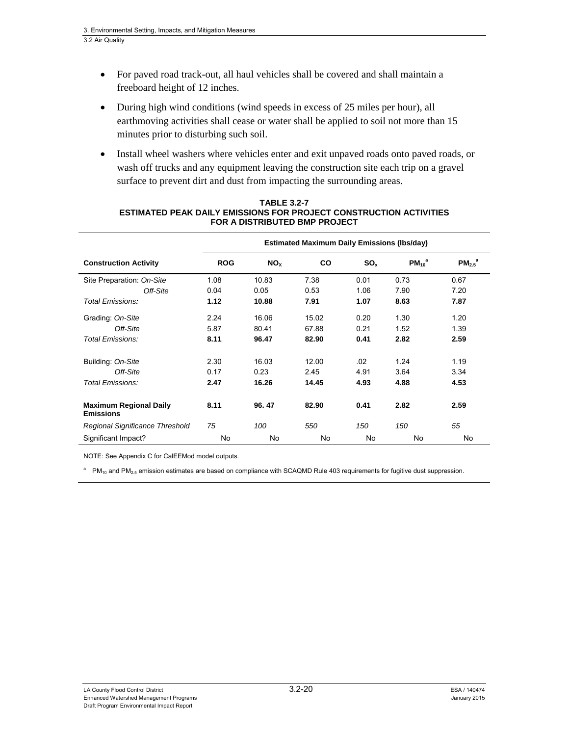- For paved road track-out, all haul vehicles shall be covered and shall maintain a freeboard height of 12 inches.
- During high wind conditions (wind speeds in excess of 25 miles per hour), all earthmoving activities shall cease or water shall be applied to soil not more than 15 minutes prior to disturbing such soil.
- Install wheel washers where vehicles enter and exit unpaved roads onto paved roads, or wash off trucks and any equipment leaving the construction site each trip on a gravel surface to prevent dirt and dust from impacting the surrounding areas.

**TABLE 3.2-7**
**ESTIMATED PEAK DAILY EMISSIONS FOR PROJECT CONSTRUCTION ACTIVITIES FOR A DISTRIBUTED BMP PROJECT**

| | Estimated Maximum Daily Emissions (lbs/day) | | | | | |
|---|---|---|---|---|---|---|
| **Construction Activity** | **ROG** | **$NO_x$** | **CO** | **$SO_x$** | **$PM_{10}$[a]** | **$PM_{2.5}$[a]** |
| Site Preparation: *On-Site* | 1.08 | 10.83 | 7.38 | 0.01 | 0.73 | 0.67 |
| *Off-Site* | 0.04 | 0.05 | 0.53 | 1.06 | 7.90 | 7.20 |
| *Total Emissions:* | **1.12** | **10.88** | **7.91** | **1.07** | **8.63** | **7.87** |
| Grading: *On-Site* | 2.24 | 16.06 | 15.02 | 0.20 | 1.30 | 1.20 |
| *Off-Site* | 5.87 | 80.41 | 67.88 | 0.21 | 1.52 | 1.39 |
| *Total Emissions:* | **8.11** | **96.47** | **82.90** | **0.41** | **2.82** | **2.59** |
| Building: *On-Site* | 2.30 | 16.03 | 12.00 | .02 | 1.24 | 1.19 |
| *Off-Site* | 0.17 | 0.23 | 2.45 | 4.91 | 3.64 | 3.34 |
| *Total Emissions:* | **2.47** | **16.26** | **14.45** | **4.93** | **4.88** | **4.53** |
| **Maximum Regional Daily Emissions** | **8.11** | **96. 47** | **82.90** | **0.41** | **2.82** | **2.59** |
| *Regional Significance Threshold* | *75* | *100* | *550* | *150* | *150* | *55* |
| Significant Impact? | No | No | No | No | No | No |

NOTE: See Appendix C for CalEEMod model outputs.

[a] $PM_{10}$ and $PM_{2.5}$ emission estimates are based on compliance with SCAQMD Rule 403 requirements for fugitive dust suppression.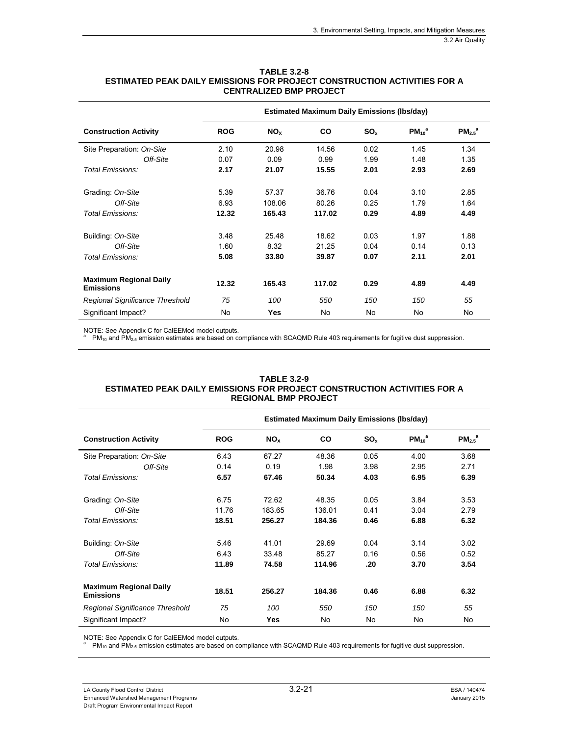**TABLE 3.2-8**
**ESTIMATED PEAK DAILY EMISSIONS FOR PROJECT CONSTRUCTION ACTIVITIES FOR A CENTRALIZED BMP PROJECT**

| | Estimated Maximum Daily Emissions (lbs/day) | | | | | |
|---|---|---|---|---|---|---|
| **Construction Activity** | **ROG** | **$NO_X$** | **CO** | **$SO_x$** | **$PM_{10}$[a]** | **$PM_{2.5}$[a]** |
| Site Preparation: *On-Site* | 2.10 | 20.98 | 14.56 | 0.02 | 1.45 | 1.34 |
| *Off-Site* | 0.07 | 0.09 | 0.99 | 1.99 | 1.48 | 1.35 |
| *Total Emissions:* | **2.17** | **21.07** | **15.55** | **2.01** | **2.93** | **2.69** |
| Grading: *On-Site* | 5.39 | 57.37 | 36.76 | 0.04 | 3.10 | 2.85 |
| *Off-Site* | 6.93 | 108.06 | 80.26 | 0.25 | 1.79 | 1.64 |
| *Total Emissions:* | **12.32** | **165.43** | **117.02** | **0.29** | **4.89** | **4.49** |
| Building: *On-Site* | 3.48 | 25.48 | 18.62 | 0.03 | 1.97 | 1.88 |
| *Off-Site* | 1.60 | 8.32 | 21.25 | 0.04 | 0.14 | 0.13 |
| *Total Emissions:* | **5.08** | **33.80** | **39.87** | **0.07** | **2.11** | **2.01** |
| **Maximum Regional Daily Emissions** | **12.32** | **165.43** | **117.02** | **0.29** | **4.89** | **4.49** |
| *Regional Significance Threshold* | *75* | *100* | *550* | *150* | *150* | *55* |
| Significant Impact? | No | **Yes** | No | No | No | No |

NOTE: See Appendix C for CalEEMod model outputs.
[a] $PM_{10}$ and $PM_{2.5}$ emission estimates are based on compliance with SCAQMD Rule 403 requirements for fugitive dust suppression.

**TABLE 3.2-9**
**ESTIMATED PEAK DAILY EMISSIONS FOR PROJECT CONSTRUCTION ACTIVITIES FOR A REGIONAL BMP PROJECT**

| | Estimated Maximum Daily Emissions (lbs/day) | | | | | |
|---|---|---|---|---|---|---|
| **Construction Activity** | **ROG** | **$NO_X$** | **CO** | **$SO_x$** | **$PM_{10}$[a]** | **$PM_{2.5}$[a]** |
| Site Preparation: *On-Site* | 6.43 | 67.27 | 48.36 | 0.05 | 4.00 | 3.68 |
| *Off-Site* | 0.14 | 0.19 | 1.98 | 3.98 | 2.95 | 2.71 |
| *Total Emissions:* | **6.57** | **67.46** | **50.34** | **4.03** | **6.95** | **6.39** |
| Grading: *On-Site* | 6.75 | 72.62 | 48.35 | 0.05 | 3.84 | 3.53 |
| *Off-Site* | 11.76 | 183.65 | 136.01 | 0.41 | 3.04 | 2.79 |
| *Total Emissions:* | **18.51** | **256.27** | **184.36** | **0.46** | **6.88** | **6.32** |
| Building: *On-Site* | 5.46 | 41.01 | 29.69 | 0.04 | 3.14 | 3.02 |
| *Off-Site* | 6.43 | 33.48 | 85.27 | 0.16 | 0.56 | 0.52 |
| *Total Emissions:* | **11.89** | **74.58** | **114.96** | **.20** | **3.70** | **3.54** |
| **Maximum Regional Daily Emissions** | **18.51** | **256.27** | **184.36** | **0.46** | **6.88** | **6.32** |
| *Regional Significance Threshold* | *75* | *100* | *550* | *150* | *150* | *55* |
| Significant Impact? | No | **Yes** | No | No | No | No |

NOTE: See Appendix C for CalEEMod model outputs.
[a] $PM_{10}$ and $PM_{2.5}$ emission estimates are based on compliance with SCAQMD Rule 403 requirements for fugitive dust suppression.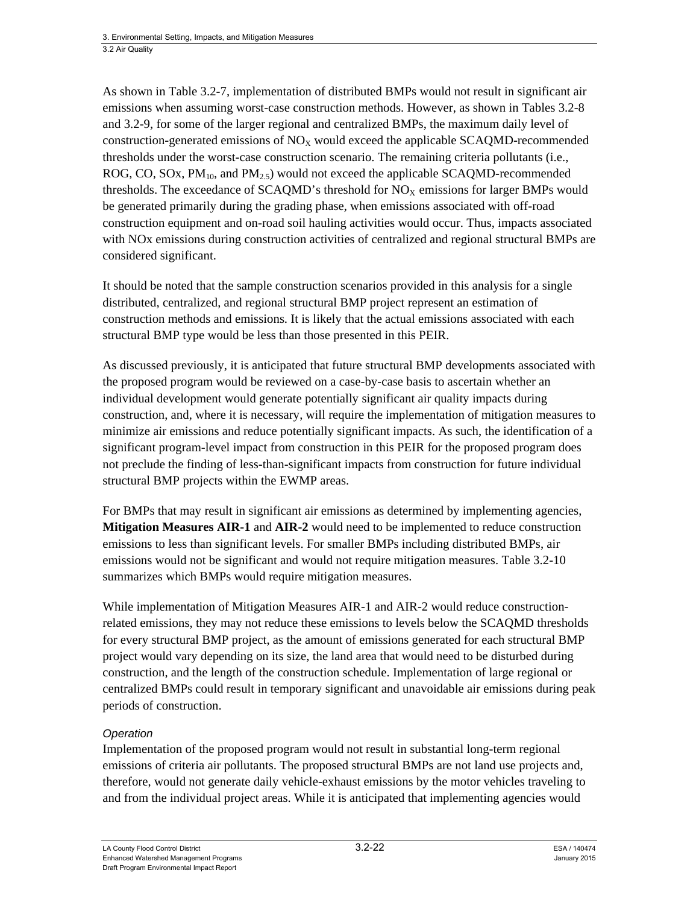As shown in Table 3.2-7, implementation of distributed BMPs would not result in significant air emissions when assuming worst-case construction methods. However, as shown in Tables 3.2-8 and 3.2-9, for some of the larger regional and centralized BMPs, the maximum daily level of construction-generated emissions of $NO_X$ would exceed the applicable SCAQMD-recommended thresholds under the worst-case construction scenario. The remaining criteria pollutants (i.e., ROG, CO, SOx, $PM_{10}$, and $PM_{2.5}$) would not exceed the applicable SCAQMD-recommended thresholds. The exceedance of SCAQMD's threshold for $NO_X$ emissions for larger BMPs would be generated primarily during the grading phase, when emissions associated with off-road construction equipment and on-road soil hauling activities would occur. Thus, impacts associated with NOx emissions during construction activities of centralized and regional structural BMPs are considered significant.

It should be noted that the sample construction scenarios provided in this analysis for a single distributed, centralized, and regional structural BMP project represent an estimation of construction methods and emissions. It is likely that the actual emissions associated with each structural BMP type would be less than those presented in this PEIR.

As discussed previously, it is anticipated that future structural BMP developments associated with the proposed program would be reviewed on a case-by-case basis to ascertain whether an individual development would generate potentially significant air quality impacts during construction, and, where it is necessary, will require the implementation of mitigation measures to minimize air emissions and reduce potentially significant impacts. As such, the identification of a significant program-level impact from construction in this PEIR for the proposed program does not preclude the finding of less-than-significant impacts from construction for future individual structural BMP projects within the EWMP areas.

For BMPs that may result in significant air emissions as determined by implementing agencies, **Mitigation Measures AIR-1** and **AIR-2** would need to be implemented to reduce construction emissions to less than significant levels. For smaller BMPs including distributed BMPs, air emissions would not be significant and would not require mitigation measures. Table 3.2-10 summarizes which BMPs would require mitigation measures.

While implementation of Mitigation Measures AIR-1 and AIR-2 would reduce construction-related emissions, they may not reduce these emissions to levels below the SCAQMD thresholds for every structural BMP project, as the amount of emissions generated for each structural BMP project would vary depending on its size, the land area that would need to be disturbed during construction, and the length of the construction schedule. Implementation of large regional or centralized BMPs could result in temporary significant and unavoidable air emissions during peak periods of construction.

*Operation*

Implementation of the proposed program would not result in substantial long-term regional emissions of criteria air pollutants. The proposed structural BMPs are not land use projects and, therefore, would not generate daily vehicle-exhaust emissions by the motor vehicles traveling to and from the individual project areas. While it is anticipated that implementing agencies would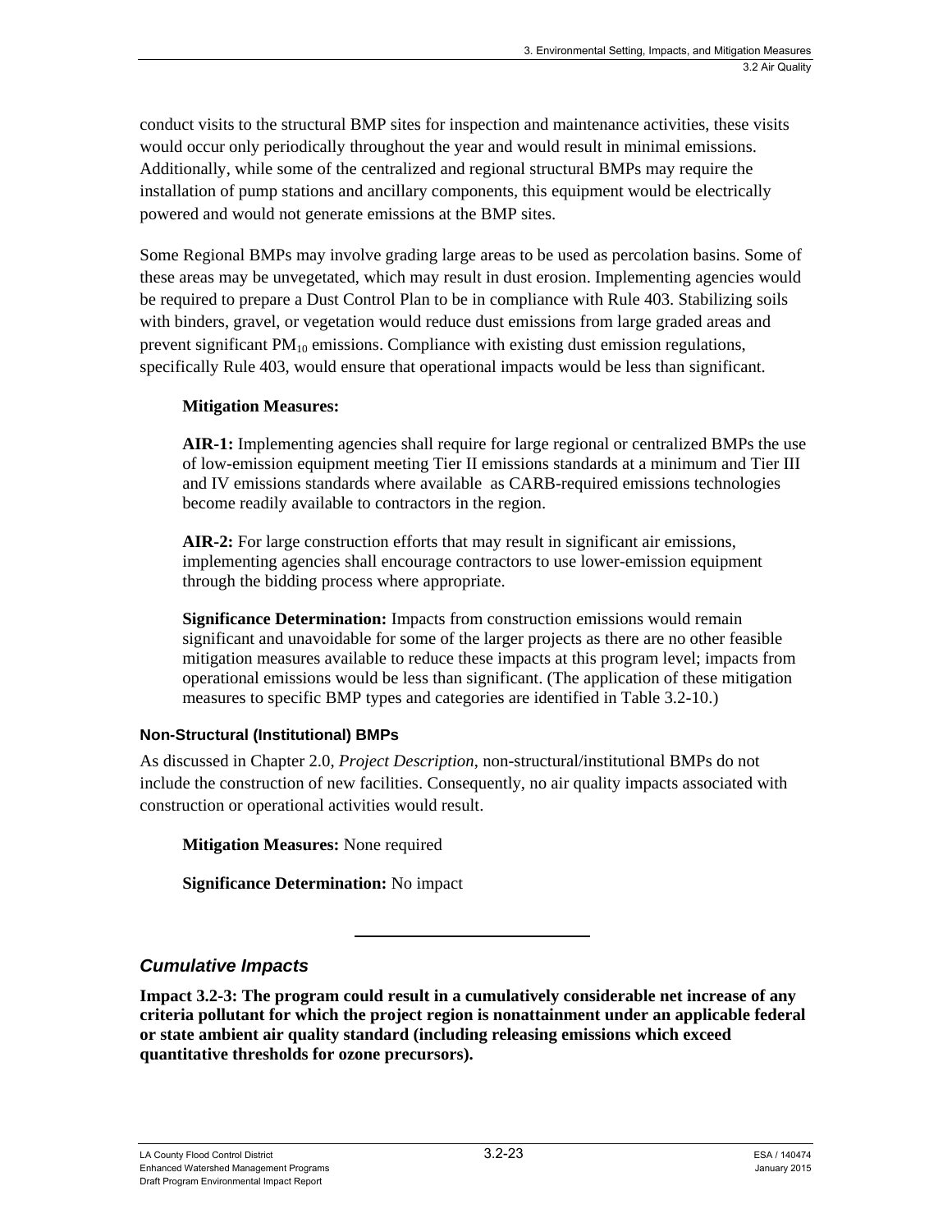conduct visits to the structural BMP sites for inspection and maintenance activities, these visits would occur only periodically throughout the year and would result in minimal emissions. Additionally, while some of the centralized and regional structural BMPs may require the installation of pump stations and ancillary components, this equipment would be electrically powered and would not generate emissions at the BMP sites.

Some Regional BMPs may involve grading large areas to be used as percolation basins. Some of these areas may be unvegetated, which may result in dust erosion. Implementing agencies would be required to prepare a Dust Control Plan to be in compliance with Rule 403. Stabilizing soils with binders, gravel, or vegetation would reduce dust emissions from large graded areas and prevent significant $PM_{10}$ emissions. Compliance with existing dust emission regulations, specifically Rule 403, would ensure that operational impacts would be less than significant.

**Mitigation Measures:**

**AIR-1:** Implementing agencies shall require for large regional or centralized BMPs the use of low-emission equipment meeting Tier II emissions standards at a minimum and Tier III and IV emissions standards where available as CARB-required emissions technologies become readily available to contractors in the region.

**AIR-2:** For large construction efforts that may result in significant air emissions, implementing agencies shall encourage contractors to use lower-emission equipment through the bidding process where appropriate.

**Significance Determination:** Impacts from construction emissions would remain significant and unavoidable for some of the larger projects as there are no other feasible mitigation measures available to reduce these impacts at this program level; impacts from operational emissions would be less than significant. (The application of these mitigation measures to specific BMP types and categories are identified in Table 3.2-10.)

#### Non-Structural (Institutional) BMPs

As discussed in Chapter 2.0, *Project Description*, non-structural/institutional BMPs do not include the construction of new facilities. Consequently, no air quality impacts associated with construction or operational activities would result.

**Mitigation Measures:** None required

**Significance Determination:** No impact

---

### *Cumulative Impacts*

**Impact 3.2-3: The program could result in a cumulatively considerable net increase of any criteria pollutant for which the project region is nonattainment under an applicable federal or state ambient air quality standard (including releasing emissions which exceed quantitative thresholds for ozone precursors).**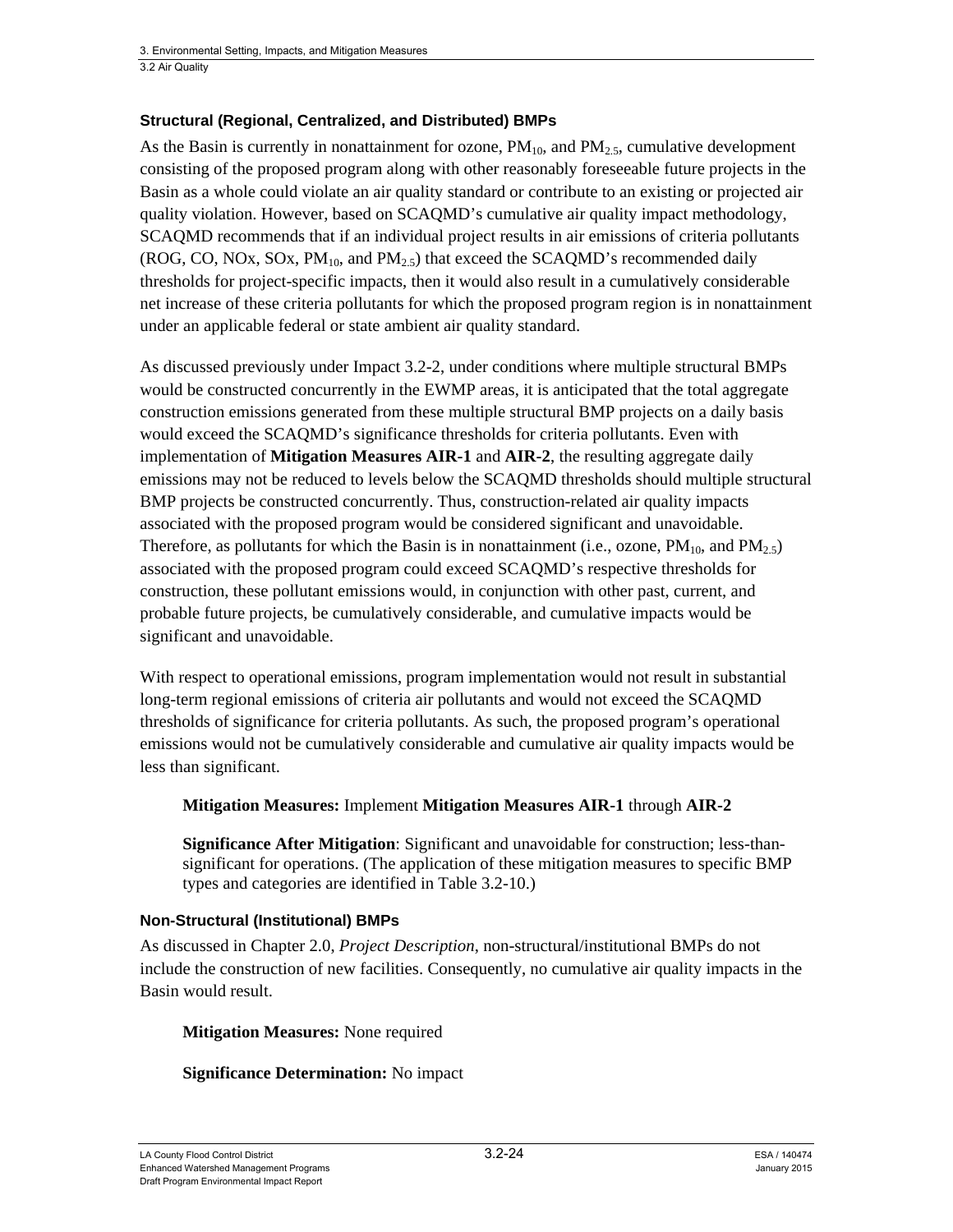### Structural (Regional, Centralized, and Distributed) BMPs

As the Basin is currently in nonattainment for ozone, $PM_{10}$, and $PM_{2.5}$, cumulative development consisting of the proposed program along with other reasonably foreseeable future projects in the Basin as a whole could violate an air quality standard or contribute to an existing or projected air quality violation. However, based on SCAQMD's cumulative air quality impact methodology, SCAQMD recommends that if an individual project results in air emissions of criteria pollutants (ROG, CO, NOx, SOx, $PM_{10}$, and $PM_{2.5}$) that exceed the SCAQMD's recommended daily thresholds for project-specific impacts, then it would also result in a cumulatively considerable net increase of these criteria pollutants for which the proposed program region is in nonattainment under an applicable federal or state ambient air quality standard.

As discussed previously under Impact 3.2-2, under conditions where multiple structural BMPs would be constructed concurrently in the EWMP areas, it is anticipated that the total aggregate construction emissions generated from these multiple structural BMP projects on a daily basis would exceed the SCAQMD's significance thresholds for criteria pollutants. Even with implementation of **Mitigation Measures AIR-1** and **AIR-2**, the resulting aggregate daily emissions may not be reduced to levels below the SCAQMD thresholds should multiple structural BMP projects be constructed concurrently. Thus, construction-related air quality impacts associated with the proposed program would be considered significant and unavoidable. Therefore, as pollutants for which the Basin is in nonattainment (i.e., ozone, $PM_{10}$, and $PM_{2.5}$) associated with the proposed program could exceed SCAQMD's respective thresholds for construction, these pollutant emissions would, in conjunction with other past, current, and probable future projects, be cumulatively considerable, and cumulative impacts would be significant and unavoidable.

With respect to operational emissions, program implementation would not result in substantial long-term regional emissions of criteria air pollutants and would not exceed the SCAQMD thresholds of significance for criteria pollutants. As such, the proposed program's operational emissions would not be cumulatively considerable and cumulative air quality impacts would be less than significant.

**Mitigation Measures:** Implement **Mitigation Measures AIR-1** through **AIR-2**

**Significance After Mitigation**: Significant and unavoidable for construction; less-than-significant for operations. (The application of these mitigation measures to specific BMP types and categories are identified in Table 3.2-10.)

### Non-Structural (Institutional) BMPs

As discussed in Chapter 2.0, *Project Description*, non-structural/institutional BMPs do not include the construction of new facilities. Consequently, no cumulative air quality impacts in the Basin would result.

**Mitigation Measures:** None required

**Significance Determination:** No impact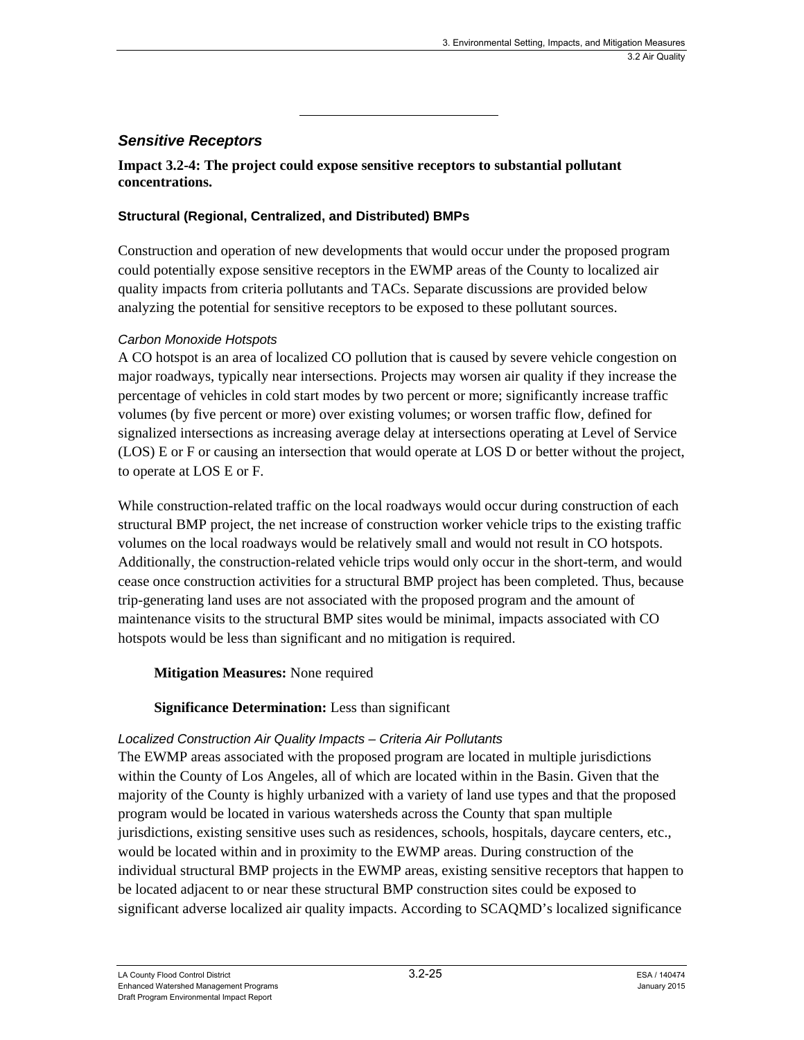---

### *Sensitive Receptors*

**Impact 3.2-4: The project could expose sensitive receptors to substantial pollutant concentrations.**

#### Structural (Regional, Centralized, and Distributed) BMPs

Construction and operation of new developments that would occur under the proposed program could potentially expose sensitive receptors in the EWMP areas of the County to localized air quality impacts from criteria pollutants and TACs. Separate discussions are provided below analyzing the potential for sensitive receptors to be exposed to these pollutant sources.

*Carbon Monoxide Hotspots*

A CO hotspot is an area of localized CO pollution that is caused by severe vehicle congestion on major roadways, typically near intersections. Projects may worsen air quality if they increase the percentage of vehicles in cold start modes by two percent or more; significantly increase traffic volumes (by five percent or more) over existing volumes; or worsen traffic flow, defined for signalized intersections as increasing average delay at intersections operating at Level of Service (LOS) E or F or causing an intersection that would operate at LOS D or better without the project, to operate at LOS E or F.

While construction-related traffic on the local roadways would occur during construction of each structural BMP project, the net increase of construction worker vehicle trips to the existing traffic volumes on the local roadways would be relatively small and would not result in CO hotspots. Additionally, the construction-related vehicle trips would only occur in the short-term, and would cease once construction activities for a structural BMP project has been completed. Thus, because trip-generating land uses are not associated with the proposed program and the amount of maintenance visits to the structural BMP sites would be minimal, impacts associated with CO hotspots would be less than significant and no mitigation is required.

**Mitigation Measures:** None required

**Significance Determination:** Less than significant

*Localized Construction Air Quality Impacts – Criteria Air Pollutants*

The EWMP areas associated with the proposed program are located in multiple jurisdictions within the County of Los Angeles, all of which are located within in the Basin. Given that the majority of the County is highly urbanized with a variety of land use types and that the proposed program would be located in various watersheds across the County that span multiple jurisdictions, existing sensitive uses such as residences, schools, hospitals, daycare centers, etc., would be located within and in proximity to the EWMP areas. During construction of the individual structural BMP projects in the EWMP areas, existing sensitive receptors that happen to be located adjacent to or near these structural BMP construction sites could be exposed to significant adverse localized air quality impacts. According to SCAQMD's localized significance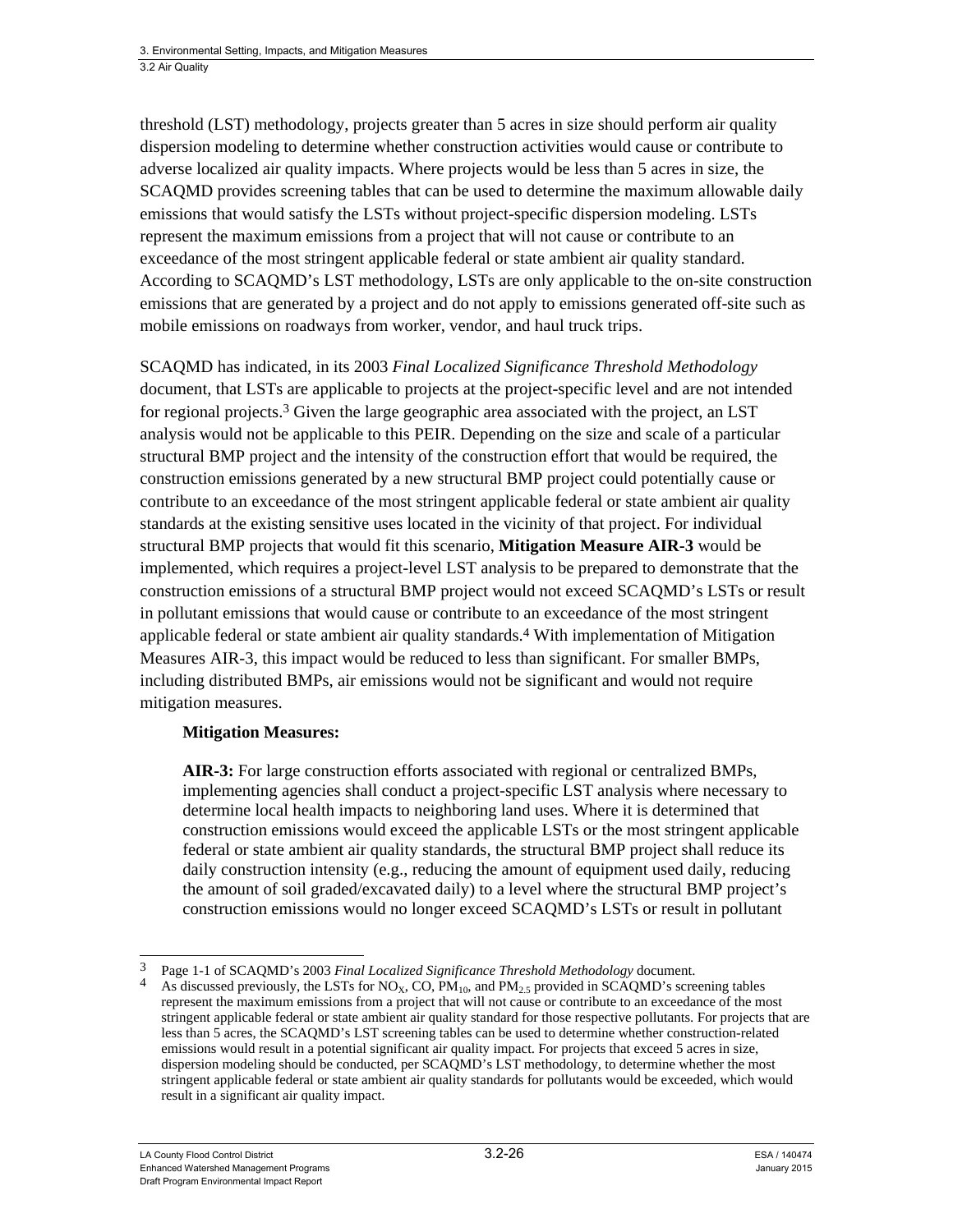threshold (LST) methodology, projects greater than 5 acres in size should perform air quality dispersion modeling to determine whether construction activities would cause or contribute to adverse localized air quality impacts. Where projects would be less than 5 acres in size, the SCAQMD provides screening tables that can be used to determine the maximum allowable daily emissions that would satisfy the LSTs without project-specific dispersion modeling. LSTs represent the maximum emissions from a project that will not cause or contribute to an exceedance of the most stringent applicable federal or state ambient air quality standard. According to SCAQMD's LST methodology, LSTs are only applicable to the on-site construction emissions that are generated by a project and do not apply to emissions generated off-site such as mobile emissions on roadways from worker, vendor, and haul truck trips.

SCAQMD has indicated, in its 2003 *Final Localized Significance Threshold Methodology* document, that LSTs are applicable to projects at the project-specific level and are not intended for regional projects.[3] Given the large geographic area associated with the project, an LST analysis would not be applicable to this PEIR. Depending on the size and scale of a particular structural BMP project and the intensity of the construction effort that would be required, the construction emissions generated by a new structural BMP project could potentially cause or contribute to an exceedance of the most stringent applicable federal or state ambient air quality standards at the existing sensitive uses located in the vicinity of that project. For individual structural BMP projects that would fit this scenario, **Mitigation Measure AIR-3** would be implemented, which requires a project-level LST analysis to be prepared to demonstrate that the construction emissions of a structural BMP project would not exceed SCAQMD's LSTs or result in pollutant emissions that would cause or contribute to an exceedance of the most stringent applicable federal or state ambient air quality standards.[4] With implementation of Mitigation Measures AIR-3, this impact would be reduced to less than significant. For smaller BMPs, including distributed BMPs, air emissions would not be significant and would not require mitigation measures.

**Mitigation Measures:**

**AIR-3:** For large construction efforts associated with regional or centralized BMPs, implementing agencies shall conduct a project-specific LST analysis where necessary to determine local health impacts to neighboring land uses. Where it is determined that construction emissions would exceed the applicable LSTs or the most stringent applicable federal or state ambient air quality standards, the structural BMP project shall reduce its daily construction intensity (e.g., reducing the amount of equipment used daily, reducing the amount of soil graded/excavated daily) to a level where the structural BMP project's construction emissions would no longer exceed SCAQMD's LSTs or result in pollutant

---

3 Page 1-1 of SCAQMD's 2003 *Final Localized Significance Threshold Methodology* document.

4 As discussed previously, the LSTs for $NO_X$, CO, $PM_{10}$, and $PM_{2.5}$ provided in SCAQMD's screening tables represent the maximum emissions from a project that will not cause or contribute to an exceedance of the most stringent applicable federal or state ambient air quality standard for those respective pollutants. For projects that are less than 5 acres, the SCAQMD's LST screening tables can be used to determine whether construction-related emissions would result in a potential significant air quality impact. For projects that exceed 5 acres in size, dispersion modeling should be conducted, per SCAQMD's LST methodology, to determine whether the most stringent applicable federal or state ambient air quality standards for pollutants would be exceeded, which would result in a significant air quality impact.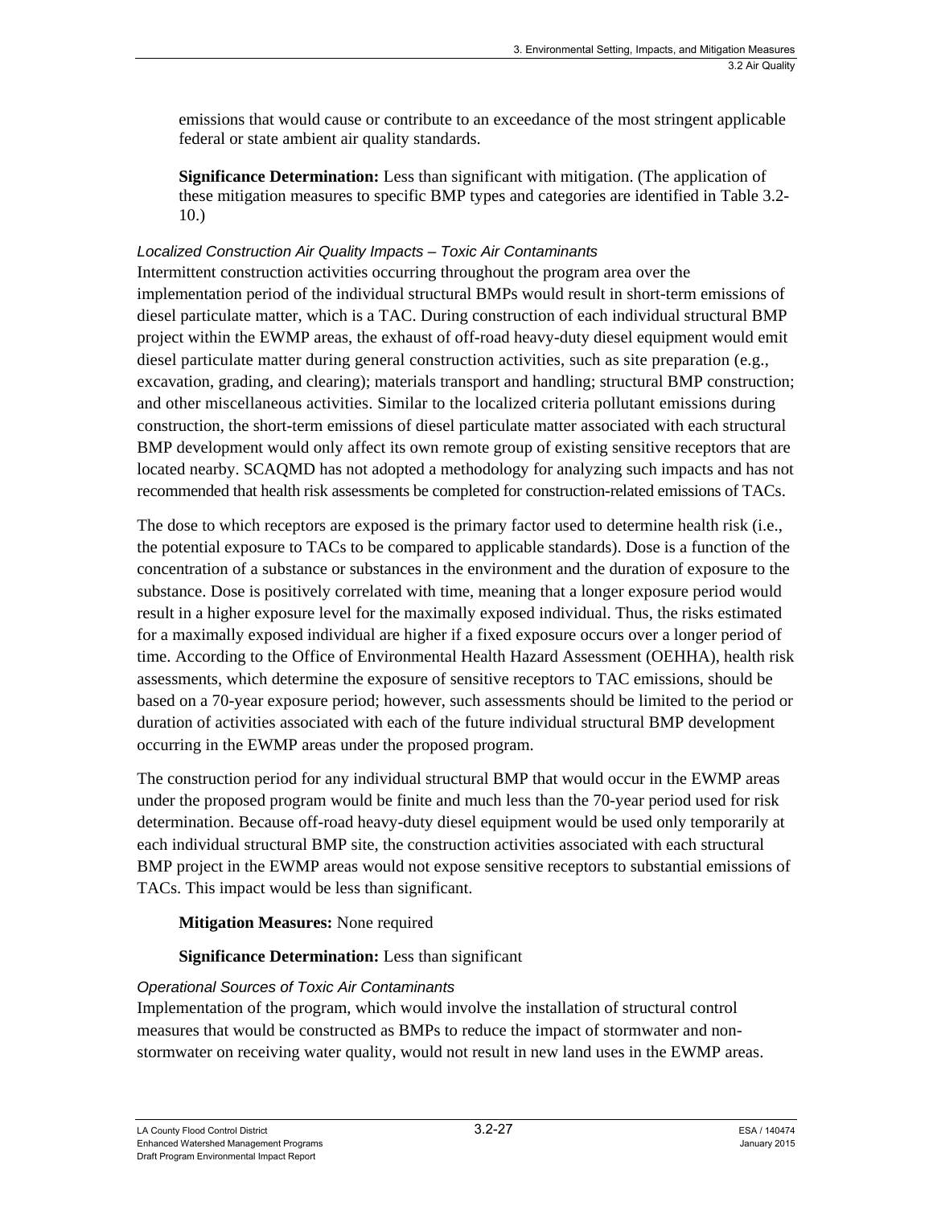emissions that would cause or contribute to an exceedance of the most stringent applicable federal or state ambient air quality standards.

**Significance Determination:** Less than significant with mitigation. (The application of these mitigation measures to specific BMP types and categories are identified in Table 3.2-10.)

*Localized Construction Air Quality Impacts – Toxic Air Contaminants*

Intermittent construction activities occurring throughout the program area over the implementation period of the individual structural BMPs would result in short-term emissions of diesel particulate matter, which is a TAC. During construction of each individual structural BMP project within the EWMP areas, the exhaust of off-road heavy-duty diesel equipment would emit diesel particulate matter during general construction activities, such as site preparation (e.g., excavation, grading, and clearing); materials transport and handling; structural BMP construction; and other miscellaneous activities. Similar to the localized criteria pollutant emissions during construction, the short-term emissions of diesel particulate matter associated with each structural BMP development would only affect its own remote group of existing sensitive receptors that are located nearby. SCAQMD has not adopted a methodology for analyzing such impacts and has not recommended that health risk assessments be completed for construction-related emissions of TACs.

The dose to which receptors are exposed is the primary factor used to determine health risk (i.e., the potential exposure to TACs to be compared to applicable standards). Dose is a function of the concentration of a substance or substances in the environment and the duration of exposure to the substance. Dose is positively correlated with time, meaning that a longer exposure period would result in a higher exposure level for the maximally exposed individual. Thus, the risks estimated for a maximally exposed individual are higher if a fixed exposure occurs over a longer period of time. According to the Office of Environmental Health Hazard Assessment (OEHHA), health risk assessments, which determine the exposure of sensitive receptors to TAC emissions, should be based on a 70-year exposure period; however, such assessments should be limited to the period or duration of activities associated with each of the future individual structural BMP development occurring in the EWMP areas under the proposed program.

The construction period for any individual structural BMP that would occur in the EWMP areas under the proposed program would be finite and much less than the 70-year period used for risk determination. Because off-road heavy-duty diesel equipment would be used only temporarily at each individual structural BMP site, the construction activities associated with each structural BMP project in the EWMP areas would not expose sensitive receptors to substantial emissions of TACs. This impact would be less than significant.

**Mitigation Measures:** None required

**Significance Determination:** Less than significant

*Operational Sources of Toxic Air Contaminants*

Implementation of the program, which would involve the installation of structural control measures that would be constructed as BMPs to reduce the impact of stormwater and non-stormwater on receiving water quality, would not result in new land uses in the EWMP areas.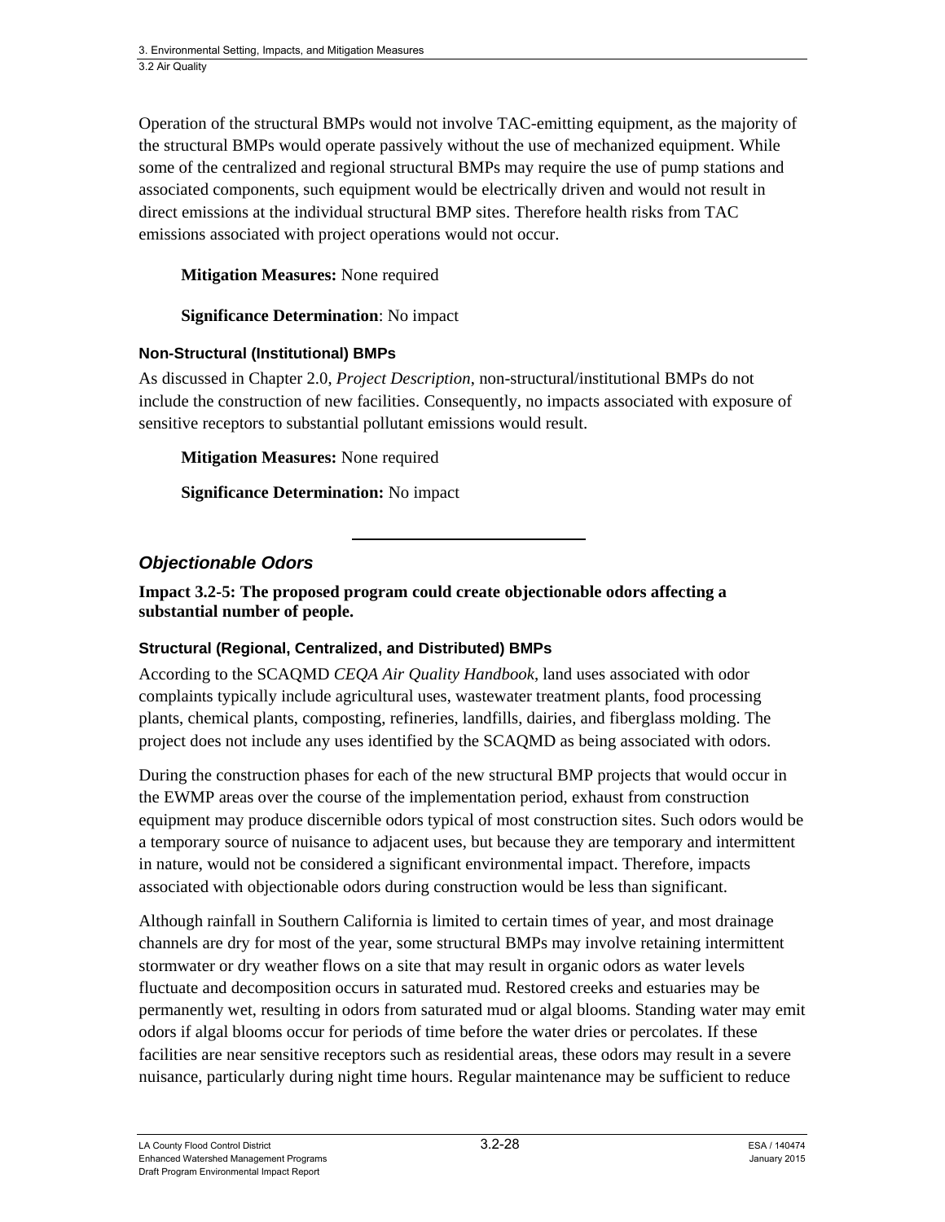Operation of the structural BMPs would not involve TAC-emitting equipment, as the majority of the structural BMPs would operate passively without the use of mechanized equipment. While some of the centralized and regional structural BMPs may require the use of pump stations and associated components, such equipment would be electrically driven and would not result in direct emissions at the individual structural BMP sites. Therefore health risks from TAC emissions associated with project operations would not occur.

**Mitigation Measures:** None required

**Significance Determination**: No impact

#### Non-Structural (Institutional) BMPs

As discussed in Chapter 2.0, *Project Description*, non-structural/institutional BMPs do not include the construction of new facilities. Consequently, no impacts associated with exposure of sensitive receptors to substantial pollutant emissions would result.

**Mitigation Measures:** None required

**Significance Determination:** No impact

---

### *Objectionable Odors*

**Impact 3.2-5: The proposed program could create objectionable odors affecting a substantial number of people.**

#### Structural (Regional, Centralized, and Distributed) BMPs

According to the SCAQMD *CEQA Air Quality Handbook*, land uses associated with odor complaints typically include agricultural uses, wastewater treatment plants, food processing plants, chemical plants, composting, refineries, landfills, dairies, and fiberglass molding. The project does not include any uses identified by the SCAQMD as being associated with odors.

During the construction phases for each of the new structural BMP projects that would occur in the EWMP areas over the course of the implementation period, exhaust from construction equipment may produce discernible odors typical of most construction sites. Such odors would be a temporary source of nuisance to adjacent uses, but because they are temporary and intermittent in nature, would not be considered a significant environmental impact. Therefore, impacts associated with objectionable odors during construction would be less than significant.

Although rainfall in Southern California is limited to certain times of year, and most drainage channels are dry for most of the year, some structural BMPs may involve retaining intermittent stormwater or dry weather flows on a site that may result in organic odors as water levels fluctuate and decomposition occurs in saturated mud. Restored creeks and estuaries may be permanently wet, resulting in odors from saturated mud or algal blooms. Standing water may emit odors if algal blooms occur for periods of time before the water dries or percolates. If these facilities are near sensitive receptors such as residential areas, these odors may result in a severe nuisance, particularly during night time hours. Regular maintenance may be sufficient to reduce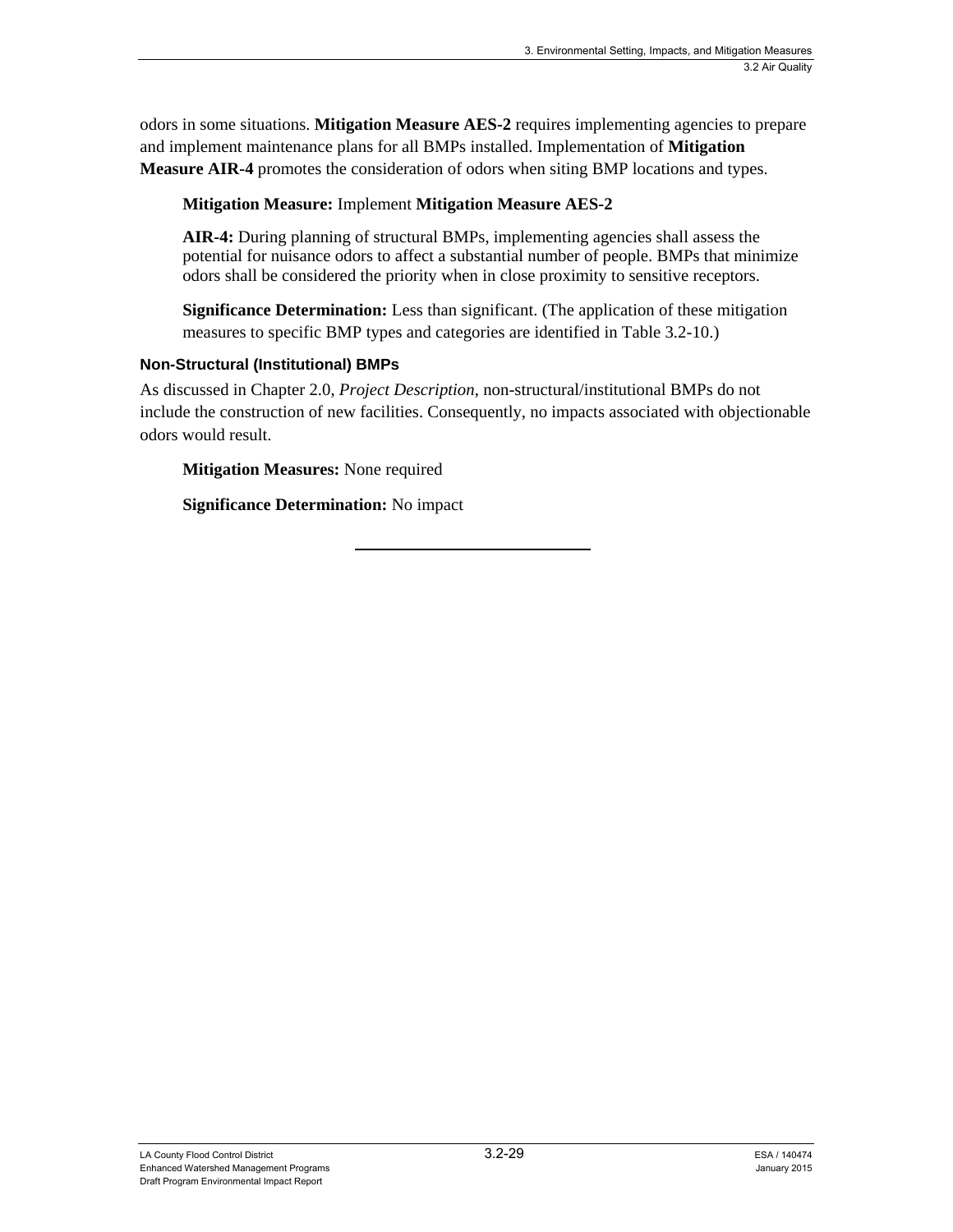odors in some situations. **Mitigation Measure AES-2** requires implementing agencies to prepare and implement maintenance plans for all BMPs installed. Implementation of **Mitigation Measure AIR-4** promotes the consideration of odors when siting BMP locations and types.

**Mitigation Measure:** Implement **Mitigation Measure AES-2**

**AIR-4:** During planning of structural BMPs, implementing agencies shall assess the potential for nuisance odors to affect a substantial number of people. BMPs that minimize odors shall be considered the priority when in close proximity to sensitive receptors.

**Significance Determination:** Less than significant. (The application of these mitigation measures to specific BMP types and categories are identified in Table 3.2-10.)

#### Non-Structural (Institutional) BMPs

As discussed in Chapter 2.0, *Project Description*, non-structural/institutional BMPs do not include the construction of new facilities. Consequently, no impacts associated with objectionable odors would result.

**Mitigation Measures:** None required

**Significance Determination:** No impact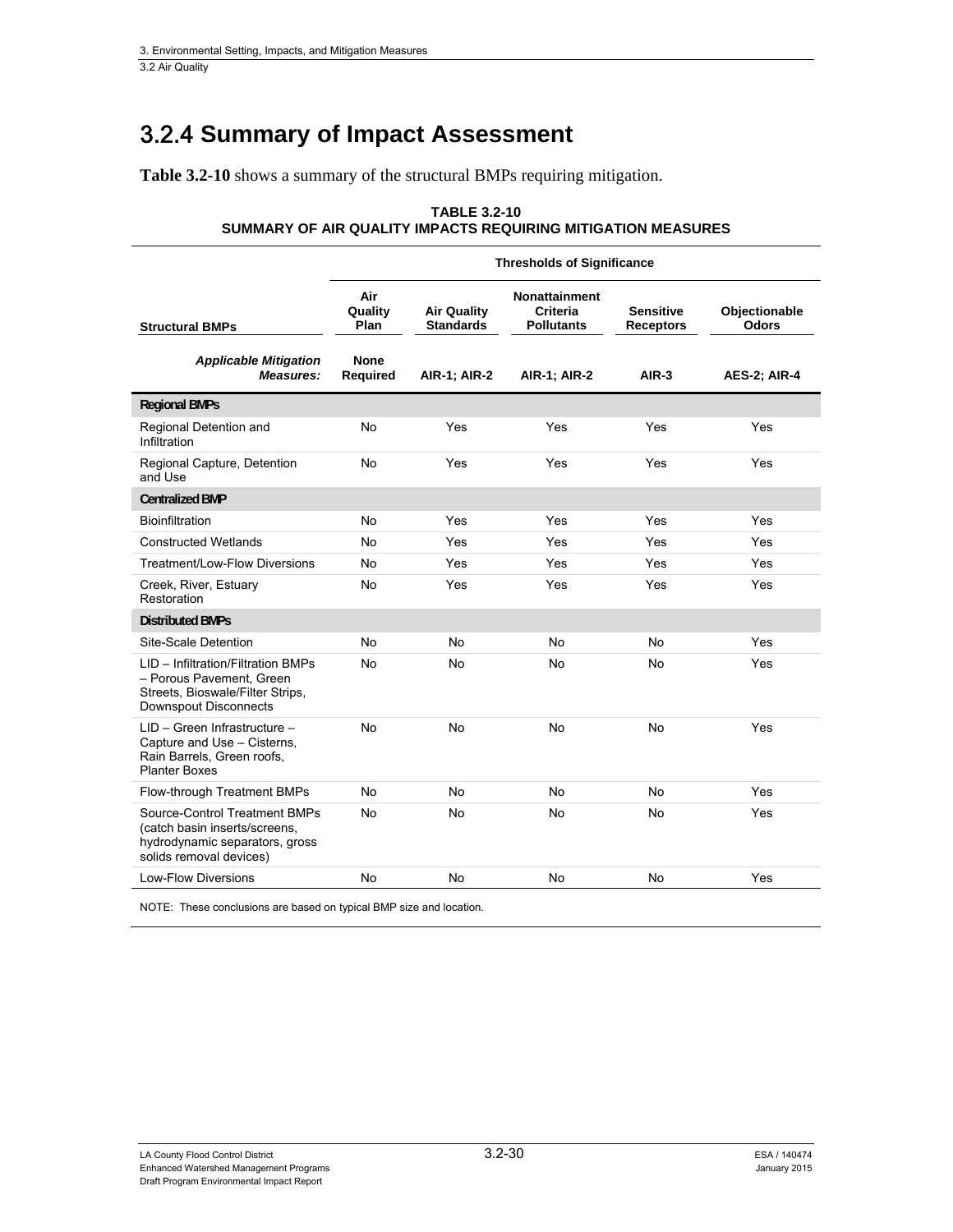## 3.2.4 Summary of Impact Assessment

**Table 3.2-10** shows a summary of the structural BMPs requiring mitigation.

**TABLE 3.2-10**
**SUMMARY OF AIR QUALITY IMPACTS REQUIRING MITIGATION MEASURES**

| | Thresholds of Significance | | | | |
|---|---|---|---|---|---|
| **Structural BMPs** | **Air Quality Plan** | **Air Quality Standards** | **Nonattainment Criteria Pollutants** | **Sensitive Receptors** | **Objectionable Odors** |
| ***Applicable Mitigation Measures:*** | **None Required** | **AIR-1; AIR-2** | **AIR-1; AIR-2** | **AIR-3** | **AES-2; AIR-4** |
| **Regional BMPs** | | | | | |
| Regional Detention and Infiltration | No | Yes | Yes | Yes | Yes |
| Regional Capture, Detention and Use | No | Yes | Yes | Yes | Yes |
| **Centralized BMP** | | | | | |
| Bioinfiltration | No | Yes | Yes | Yes | Yes |
| Constructed Wetlands | No | Yes | Yes | Yes | Yes |
| Treatment/Low-Flow Diversions | No | Yes | Yes | Yes | Yes |
| Creek, River, Estuary Restoration | No | Yes | Yes | Yes | Yes |
| **Distributed BMPs** | | | | | |
| Site-Scale Detention | No | No | No | No | Yes |
| LID – Infiltration/Filtration BMPs – Porous Pavement, Green Streets, Bioswale/Filter Strips, Downspout Disconnects | No | No | No | No | Yes |
| LID – Green Infrastructure – Capture and Use – Cisterns, Rain Barrels, Green roofs, Planter Boxes | No | No | No | No | Yes |
| Flow-through Treatment BMPs | No | No | No | No | Yes |
| Source-Control Treatment BMPs (catch basin inserts/screens, hydrodynamic separators, gross solids removal devices) | No | No | No | No | Yes |
| Low-Flow Diversions | No | No | No | No | Yes |

NOTE: These conclusions are based on typical BMP size and location.